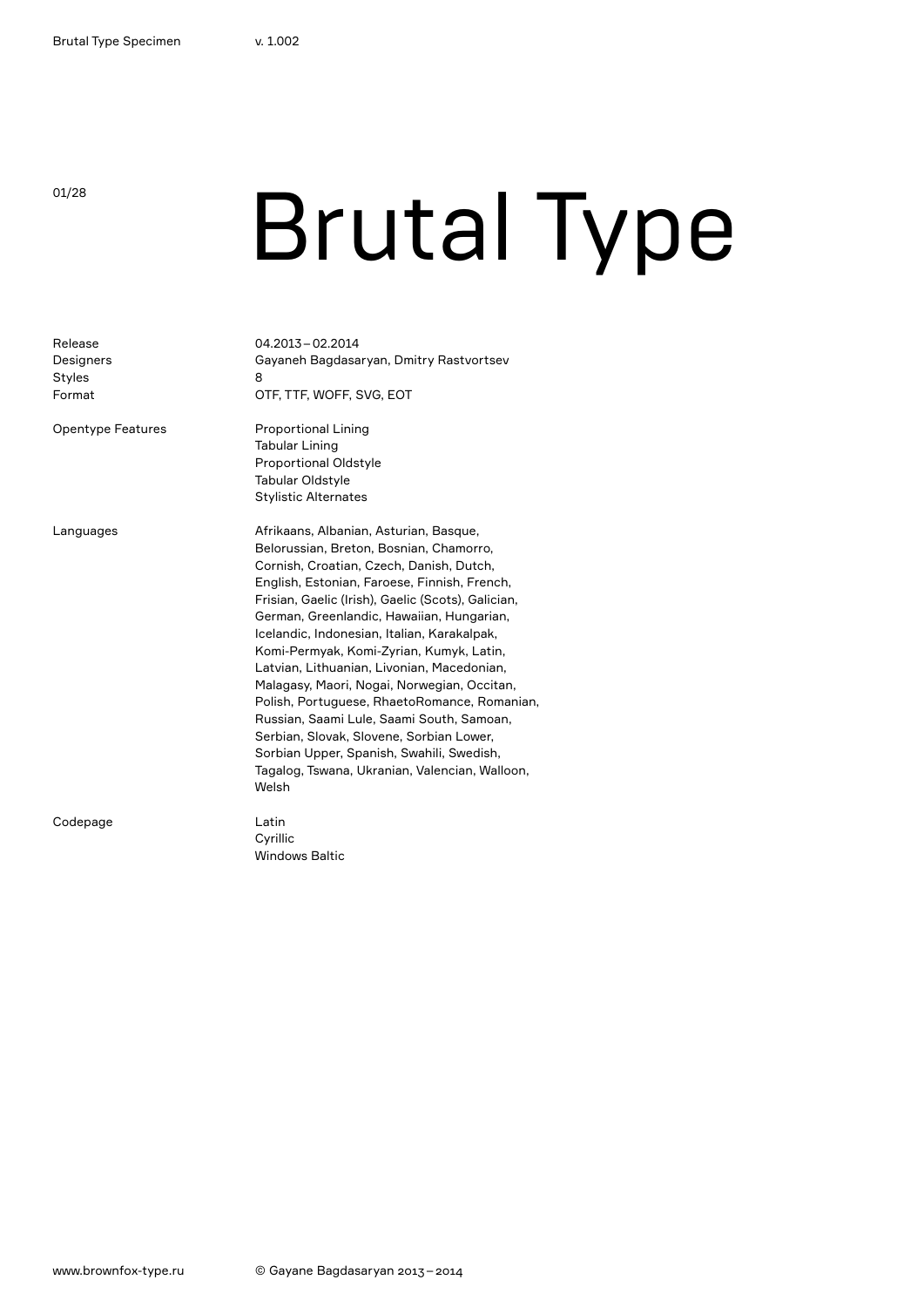# Brutal Type

| | |
|---|---|
| Release | 04.2013 – 02.2014 |
| Designers | Gayaneh Bagdasaryan, Dmitry Rastvortsev |
| Styles | 8 |
| Format | OTF, TTF, WOFF, SVG, EOT |
| Opentype Features | Proportional Lining<br>Tabular Lining<br>Proportional Oldstyle<br>Tabular Oldstyle<br>Stylistic Alternates |
| Languages | Afrikaans, Albanian, Asturian, Basque, Belorussian, Breton, Bosnian, Chamorro, Cornish, Croatian, Czech, Danish, Dutch, English, Estonian, Faroese, Finnish, French, Frisian, Gaelic (Irish), Gaelic (Scots), Galician, German, Greenlandic, Hawaiian, Hungarian, Icelandic, Indonesian, Italian, Karakalpak, Komi-Permyak, Komi-Zyrian, Kumyk, Latin, Latvian, Lithuanian, Livonian, Macedonian, Malagasy, Maori, Nogai, Norwegian, Occitan, Polish, Portuguese, RhaetoRomance, Romanian, Russian, Saami Lule, Saami South, Samoan, Serbian, Slovak, Slovene, Sorbian Lower, Sorbian Upper, Spanish, Swahili, Swedish, Tagalog, Tswana, Ukranian, Valencian, Walloon, Welsh |
| Codepage | Latin<br>Cyrillic<br>Windows Baltic |

www.brownfox-type.ru

© Gayane Bagdasaryan 2013 – 2014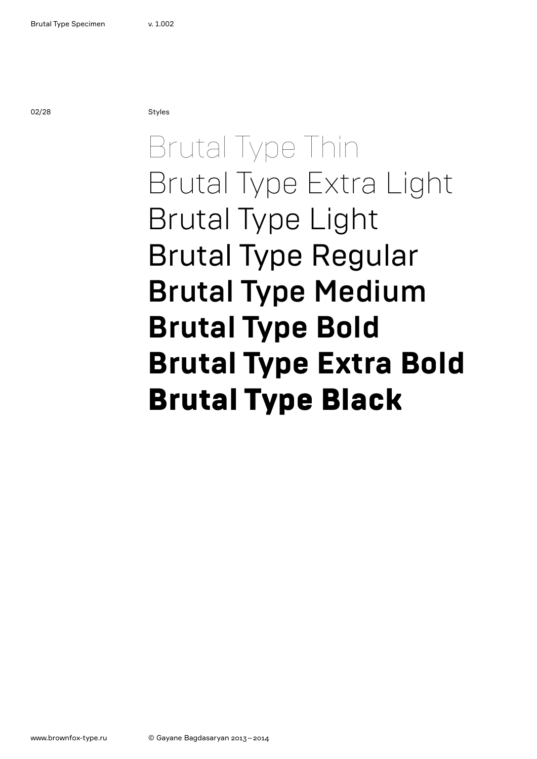Styles

Brutal Type Thin
Brutal Type Extra Light
Brutal Type Light
Brutal Type Regular
**Brutal Type Medium**
**Brutal Type Bold**
**Brutal Type Extra Bold**
**Brutal Type Black**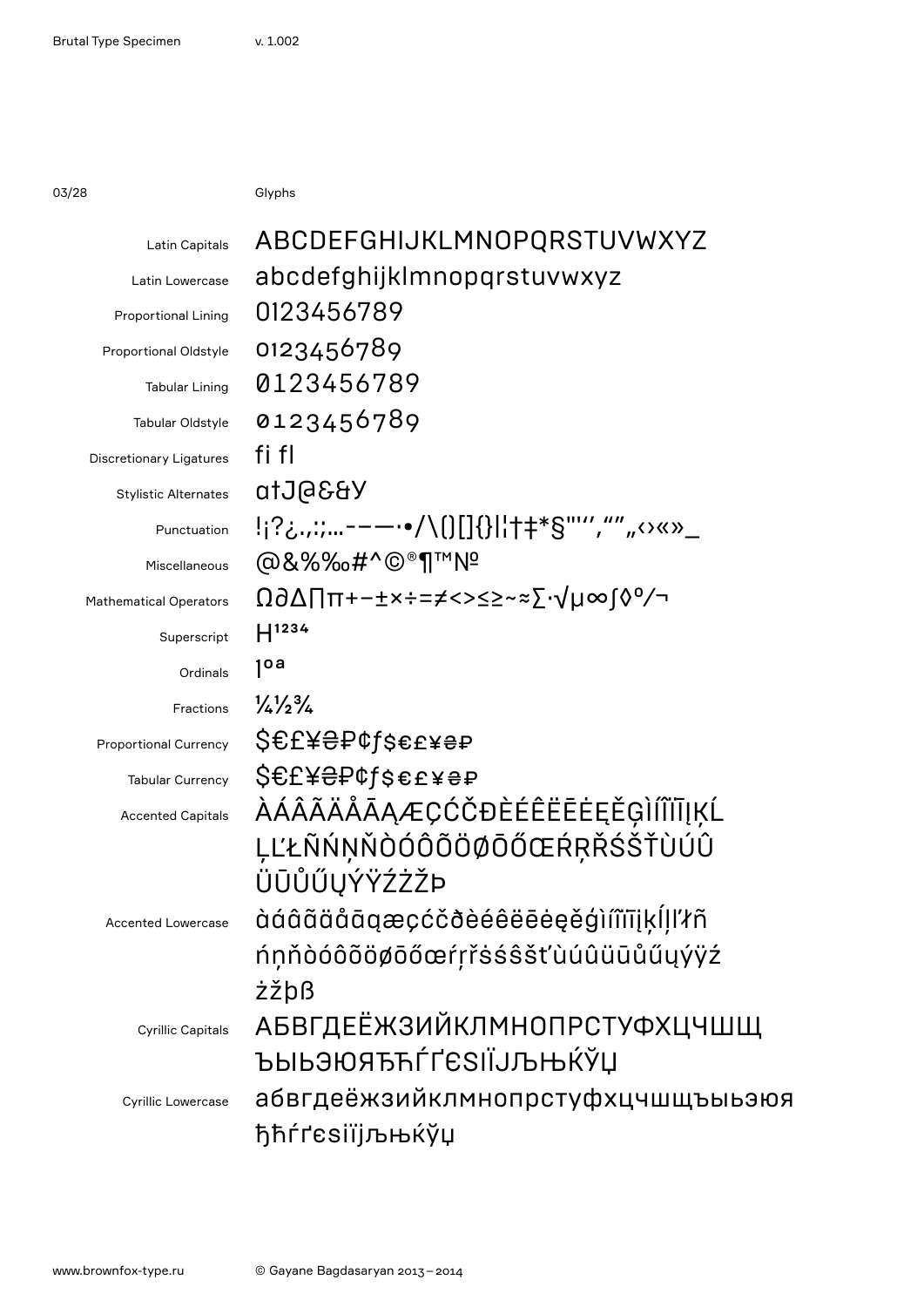## Glyphs

| | |
|---|---|
| Latin Capitals | ABCDEFGHIJKLMNOPQRSTUVWXYZ |
| Latin Lowercase | abcdefghijklmnopqrstuvwxyz |
| Proportional Lining | 0123456789 |
| Proportional Oldstyle | 0123456789 |
| Tabular Lining | 0123456789 |
| Tabular Oldstyle | 0123456789 |
| Discretionary Ligatures | fi fl |
| Stylistic Alternates | ɑtJ@&&У |
| Punctuation | !¡?¿.,:;…-–—·•/\()[]{}\|¦†‡*§"'‘’‚“”„‹›«»_ |
| Miscellaneous | @&%‰#^©®¶™№ |
| Mathematical Operators | Ω∂∆∏π+−±×÷=≠<>≤≥~≈∑·√µ∞∫◊º⁄¬ |
| Superscript | H¹²³⁴ |
| Ordinals | 1ºª |
| Fractions | ¼½¾ |
| Proportional Currency | $€£¥₴₽¢ƒ$€£¥₴₽ |
| Tabular Currency | $€£¥₴₽¢ƒ$€£¥₴₽ |
| Accented Capitals | ÀÁÂÃÄÅĀĄÆÇĆČĐÈÉÊËĒĖĘĚĢÌÍÎÏĪĮĶĹĻĽŁÑŃŅŇÒÓÔÕÖØŌŐŒŔŖŘŚŠŤÙÚÛÜŪŮŰŲÝŸŹŻŽÞ |
| Accented Lowercase | àáâãäåāąæçćčðèéêëēėęěģìíîïīįķĺļľłñńņňòóôõöøōőœŕŗřśŝšťùúûüūůűųýÿźżžþß |
| Cyrillic Capitals | АБВГДЕЁЖЗИЙКЛМНОПРСТУФХЦЧШЩЪЫЬЭЮЯЂЋЃҐЄЅІЇЈЉЊЌЎЏ |
| Cyrillic Lowercase | абвгдеёжзийклмнопрстуфхцчшщъыьэюяђћѓґєѕіїјљњќўџ |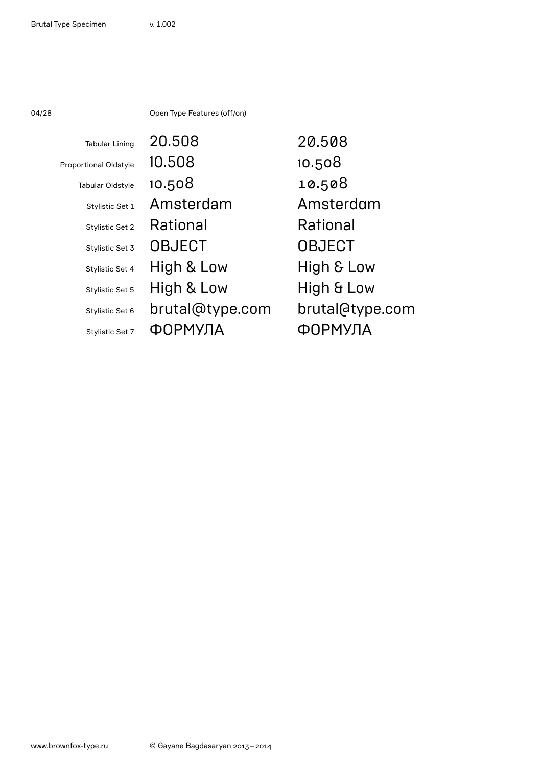04/28

Open Type Features (off/on)

| Feature | Off | On |
|---|---|---|
| Tabular Lining | 20.508 | 20.508 |
| Proportional Oldstyle | 10.508 | 10.508 |
| Tabular Oldstyle | 10.508 | 10.508 |
| Stylistic Set 1 | Amsterdam | Amsterdam |
| Stylistic Set 2 | Rational | Rational |
| Stylistic Set 3 | OBJECT | OBJECT |
| Stylistic Set 4 | High & Low | High & Low |
| Stylistic Set 5 | High & Low | High & Low |
| Stylistic Set 6 | brutal@type.com | brutal@type.com |
| Stylistic Set 7 | ФОРМУЛА | ФОРМУЛА |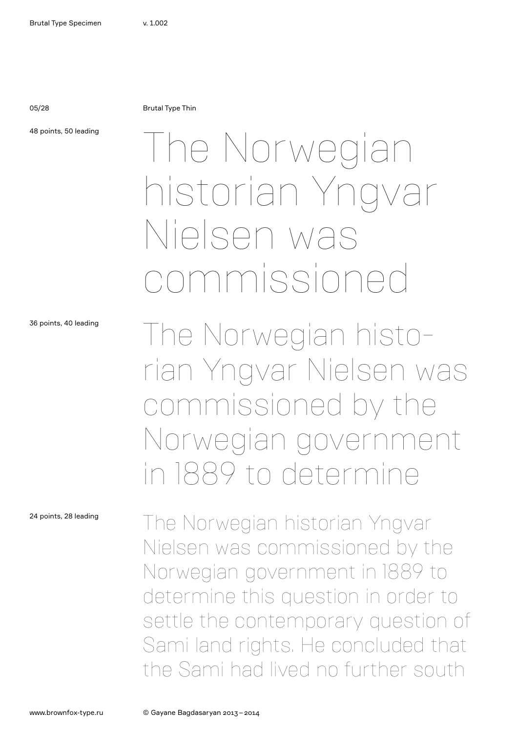Brutal Type Thin

48 points, 50 leading

The Norwegian historian Yngvar Nielsen was commissioned

36 points, 40 leading

The Norwegian historian Yngvar Nielsen was commissioned by the Norwegian government in 1889 to determine

24 points, 28 leading

The Norwegian historian Yngvar Nielsen was commissioned by the Norwegian government in 1889 to determine this question in order to settle the contemporary question of Sami land rights. He concluded that the Sami had lived no further south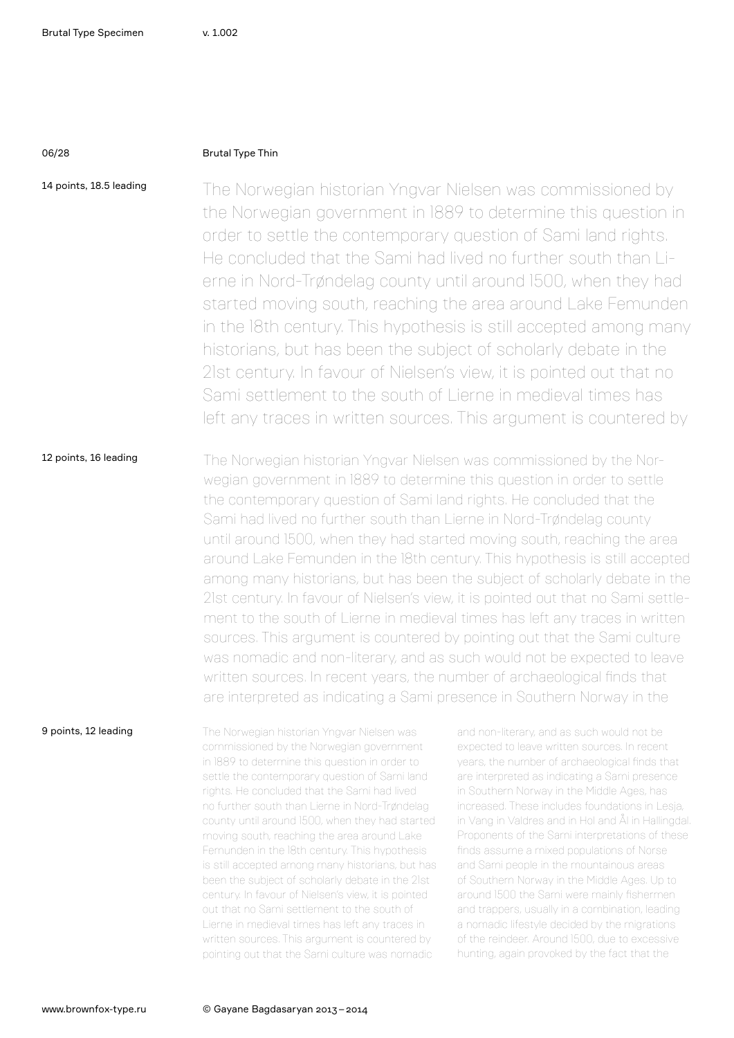Brutal Type Thin

14 points, 18.5 leading

The Norwegian historian Yngvar Nielsen was commissioned by the Norwegian government in 1889 to determine this question in order to settle the contemporary question of Sami land rights. He concluded that the Sami had lived no further south than Lierne in Nord-Trøndelag county until around 1500, when they had started moving south, reaching the area around Lake Femunden in the 18th century. This hypothesis is still accepted among many historians, but has been the subject of scholarly debate in the 21st century. In favour of Nielsen's view, it is pointed out that no Sami settlement to the south of Lierne in medieval times has left any traces in written sources. This argument is countered by

12 points, 16 leading

The Norwegian historian Yngvar Nielsen was commissioned by the Norwegian government in 1889 to determine this question in order to settle the contemporary question of Sami land rights. He concluded that the Sami had lived no further south than Lierne in Nord-Trøndelag county until around 1500, when they had started moving south, reaching the area around Lake Femunden in the 18th century. This hypothesis is still accepted among many historians, but has been the subject of scholarly debate in the 21st century. In favour of Nielsen's view, it is pointed out that no Sami settlement to the south of Lierne in medieval times has left any traces in written sources. This argument is countered by pointing out that the Sami culture was nomadic and non-literary, and as such would not be expected to leave written sources. In recent years, the number of archaeological finds that are interpreted as indicating a Sami presence in Southern Norway in the

9 points, 12 leading

The Norwegian historian Yngvar Nielsen was commissioned by the Norwegian government in 1889 to determine this question in order to settle the contemporary question of Sami land rights. He concluded that the Sami had lived no further south than Lierne in Nord-Trøndelag county until around 1500, when they had started moving south, reaching the area around Lake Femunden in the 18th century. This hypothesis is still accepted among many historians, but has been the subject of scholarly debate in the 21st century. In favour of Nielsen's view, it is pointed out that no Sami settlement to the south of Lierne in medieval times has left any traces in written sources. This argument is countered by pointing out that the Sami culture was nomadic and non-literary, and as such would not be expected to leave written sources. In recent years, the number of archaeological finds that are interpreted as indicating a Sami presence in Southern Norway in the Middle Ages, has increased. These includes foundations in Lesja, in Vang in Valdres and in Hol and Ål in Hallingdal. Proponents of the Sami interpretations of these finds assume a mixed populations of Norse and Sami people in the mountainous areas of Southern Norway in the Middle Ages. Up to around 1500 the Sami were mainly fishermen and trappers, usually in a combination, leading a nomadic lifestyle decided by the migrations of the reindeer. Around 1500, due to excessive hunting, again provoked by the fact that the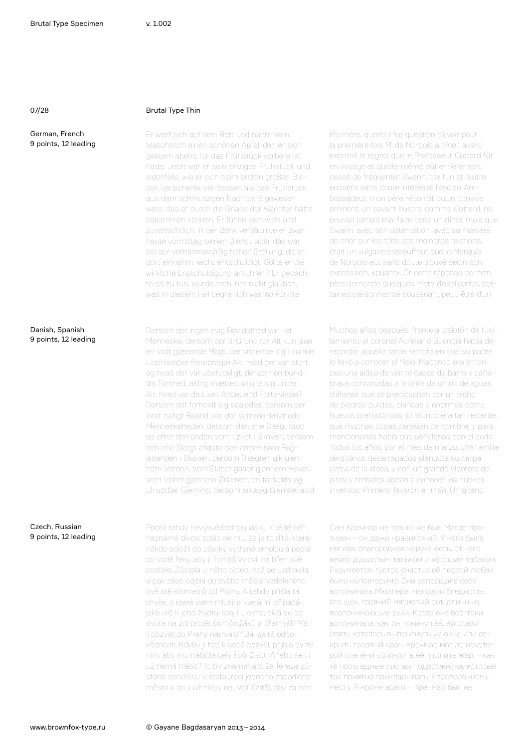## Brutal Type Thin

**German, French**
9 points, 12 leading

Er warf sich auf sein Bett und nahm vom Waschtisch einen schönen Apfel, den er sich gestern abend für das Frühstück vorbereitet hatte. Jetzt war er sein einziges Frühstück und jedenfalls, wie er sich beim ersten großen Bissen versicherte, viel besser, als das Frühstück aus dem schmutzigen Nachtcafé gewesen wäre, das er durch die Gnade der Wächter hätte bekommen können. Er fühlte sich wohl und zuversichtlich, in der Bank versäumte er zwar heute vormittag seinen Dienst, aber das war bei der verhältnismäßig hohen Stellung, die er dort einnahm, leicht entschuldigt. Sollte er die wirkliche Entschuldigung anführen? Er gedachte es zu tun. Würde man ihm nicht glauben, was in diesem Fall begreiflich war, so konnte

Ma mère, quand il fut question d'avoir pour la première fois M. de Norpois à dîner, ayant exprimé le regret que le Professeur Cottard fût en voyage et qu'elle-même eût entièrement cessé de fréquenter Swann, car l'un et l'autre eussent sans doute intéressé l'ancien Ambassadeur, mon père répondit qu'un convive éminent, un savant illustre, comme Cottard, ne pouvait jamais mal faire dans un dîner, mais que Swann, avec son ostentation, avec sa manière de crier sur les toits ses moindres relations, était un vulgaire esbrouffeur que le Marquis de Norpois eût sans doute trouvé selon son expression, «puant». Or cette réponse de mon père demande quelques mots d'explication, certaines personnes se souvenant peut-être d'un

**Danish, Spanish**
9 points, 12 leading

Dersom der ingen evig Bevidsthed var i et Menneske, dersom der til Grund for Alt kun laae en vildt gjærende Magt, der vridende sig i dunkle Lidenskaber frembragte Alt, hvad der var stort og hvad der var ubetydeligt, dersom en bundløs Tomhed, aldrig mættet, skjulte sig under Alt, hvad var da Livet Andet end Fortvivlelse? Dersom det forholdt sig saaledes, dersom der intet helligt Baand var, der sammenknyttede Menneskeheden, dersom den ene Slægt stod op efter den anden som Løvet i Skoven, dersom den ene Slægt afløste den anden som Fuglesangen i Skoven, dersom Slægten gik gjennem Verden, som Skibet gaaer gjennem Havet, som Veiret gjennem Ørkenen, en tankeløs og ufrugtbar Gjerning, dersom en evig Glemsel altid

Muchos años después, frente al pelotón de fusilamiento, el coronel Aureliano Buendía había de recordar aquella tarde remota en que su padre lo llevó a conocer el hielo. Macondo era entonces una aldea de veinte casas de barro y cañabrava construidas a la orilla de un río de aguas diáfanas que se precipitaban por un lecho de piedras pulidas, blancas y enormes como huevos prehistóricos. El mundo era tan reciente, que muchas cosas carecían de nombre, y para mencionarlas había que señalarías con el dedo. Todos los años, por el mes de marzo, una familia de gitanos desarrapados plantaba su carpa cerca de la aldea, y con un grande alboroto de pitos y timbales daban a conocer los nuevos inventos. Primero llevaron el imán. Un gitano

**Czech, Russian**
9 points, 12 leading

Pocítil tehdy nevysvětlitelnou lásku k té téměř neznámé dívce; zdálo se mu, že je to dítě, které někdo položil do ošatky vytřené smolou a poslal po vodě řeky, aby ji Tomáš vylovil na břeh své postele. Zůstala u něho týden, než se uzdravila, a pak zase odjela do svého města vzdáleného dvě stě kilometrů od Prahy. A tehdy přišla ta chvíle, o které jsem mluvil a která mi připadá jako klíč k jeho životu: stojí u okna, dívá se do dvora na zdi protějších činžáků a přemýšlí: Má ji pozvat do Prahy natrvalo? Bál se té odpovědnosti. Kdyby ji teď k sobě pozval, přijela by za ním, aby mu nabídla celý svůj život. Anebo se jí už nemá hlásit? To by znamenalo, že Tereza zůstane servírkou v restauraci jednoho zapadlého města a on ji už nikdy neuvidí. Chtěl, aby za ním

Сам Кречмар не только не был Магде противен — он даже нравился ей. У него была мягкая, благородная наружность, от него веяло душистым тальком и хорошим табаком. Разумеется, густое счастье её первой любви было неповторимо. Она запрещала себе вспоминать Мюллера, меловую бледность его щёк, горячий мясистый рот, длинные, всепонимающие руки. Когда она всё-таки вспоминала, как он покинул её, ей сразу опять хотелось выпрыгнуть из окна или открыть газовый кран. Кречмар мог до некоторой степени успокоить её, утолить жар, — как те прохладные листья подорожника, которые так приятно прикладывать к воспалённому месту. А кроме всего – Кречмар был не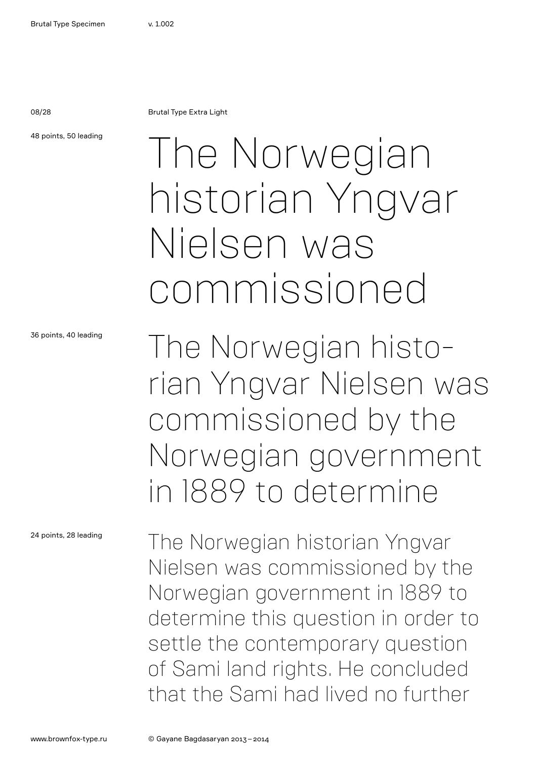Brutal Type Extra Light

48 points, 50 leading

# The Norwegian historian Yngvar Nielsen was commissioned

36 points, 40 leading

## The Norwegian historian Yngvar Nielsen was commissioned by the Norwegian government in 1889 to determine

24 points, 28 leading

### The Norwegian historian Yngvar Nielsen was commissioned by the Norwegian government in 1889 to determine this question in order to settle the contemporary question of Sami land rights. He concluded that the Sami had lived no further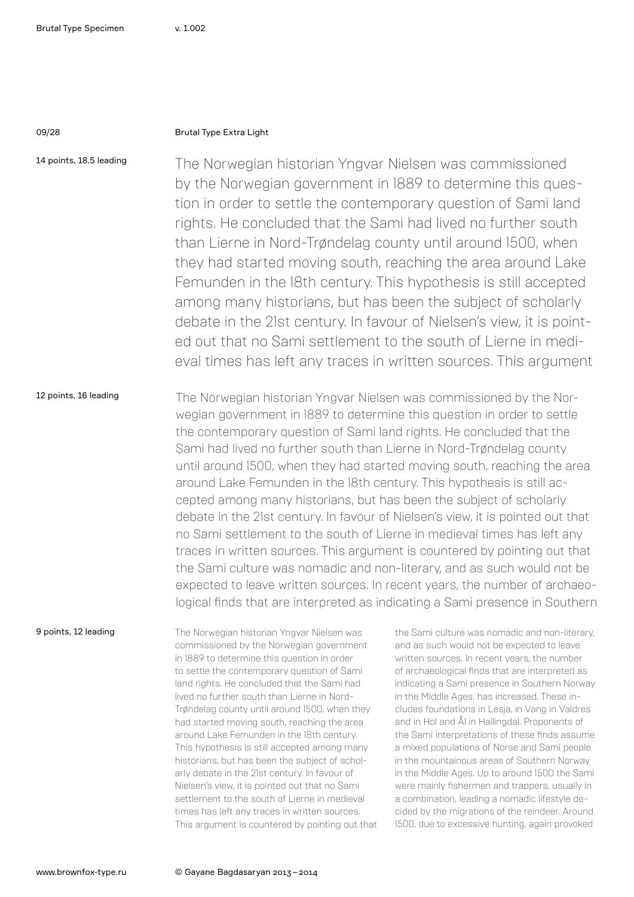Brutal Type Extra Light

14 points, 18.5 leading

The Norwegian historian Yngvar Nielsen was commissioned by the Norwegian government in 1889 to determine this question in order to settle the contemporary question of Sami land rights. He concluded that the Sami had lived no further south than Lierne in Nord-Trøndelag county until around 1500, when they had started moving south, reaching the area around Lake Femunden in the 18th century. This hypothesis is still accepted among many historians, but has been the subject of scholarly debate in the 21st century. In favour of Nielsen's view, it is pointed out that no Sami settlement to the south of Lierne in medieval times has left any traces in written sources. This argument

12 points, 16 leading

The Norwegian historian Yngvar Nielsen was commissioned by the Norwegian government in 1889 to determine this question in order to settle the contemporary question of Sami land rights. He concluded that the Sami had lived no further south than Lierne in Nord-Trøndelag county until around 1500, when they had started moving south, reaching the area around Lake Femunden in the 18th century. This hypothesis is still accepted among many historians, but has been the subject of scholarly debate in the 21st century. In favour of Nielsen's view, it is pointed out that no Sami settlement to the south of Lierne in medieval times has left any traces in written sources. This argument is countered by pointing out that the Sami culture was nomadic and non-literary, and as such would not be expected to leave written sources. In recent years, the number of archaeological finds that are interpreted as indicating a Sami presence in Southern

9 points, 12 leading

The Norwegian historian Yngvar Nielsen was commissioned by the Norwegian government in 1889 to determine this question in order to settle the contemporary question of Sami land rights. He concluded that the Sami had lived no further south than Lierne in Nord-Trøndelag county until around 1500, when they had started moving south, reaching the area around Lake Femunden in the 18th century. This hypothesis is still accepted among many historians, but has been the subject of scholarly debate in the 21st century. In favour of Nielsen's view, it is pointed out that no Sami settlement to the south of Lierne in medieval times has left any traces in written sources. This argument is countered by pointing out that the Sami culture was nomadic and non-literary, and as such would not be expected to leave written sources. In recent years, the number of archaeological finds that are interpreted as indicating a Sami presence in Southern Norway in the Middle Ages, has increased. These includes foundations in Lesja, in Vang in Valdres and in Hol and Ål in Hallingdal. Proponents of the Sami interpretations of these finds assume a mixed populations of Norse and Sami people in the mountainous areas of Southern Norway in the Middle Ages. Up to around 1500 the Sami were mainly fishermen and trappers, usually in a combination, leading a nomadic lifestyle decided by the migrations of the reindeer. Around 1500, due to excessive hunting, again provoked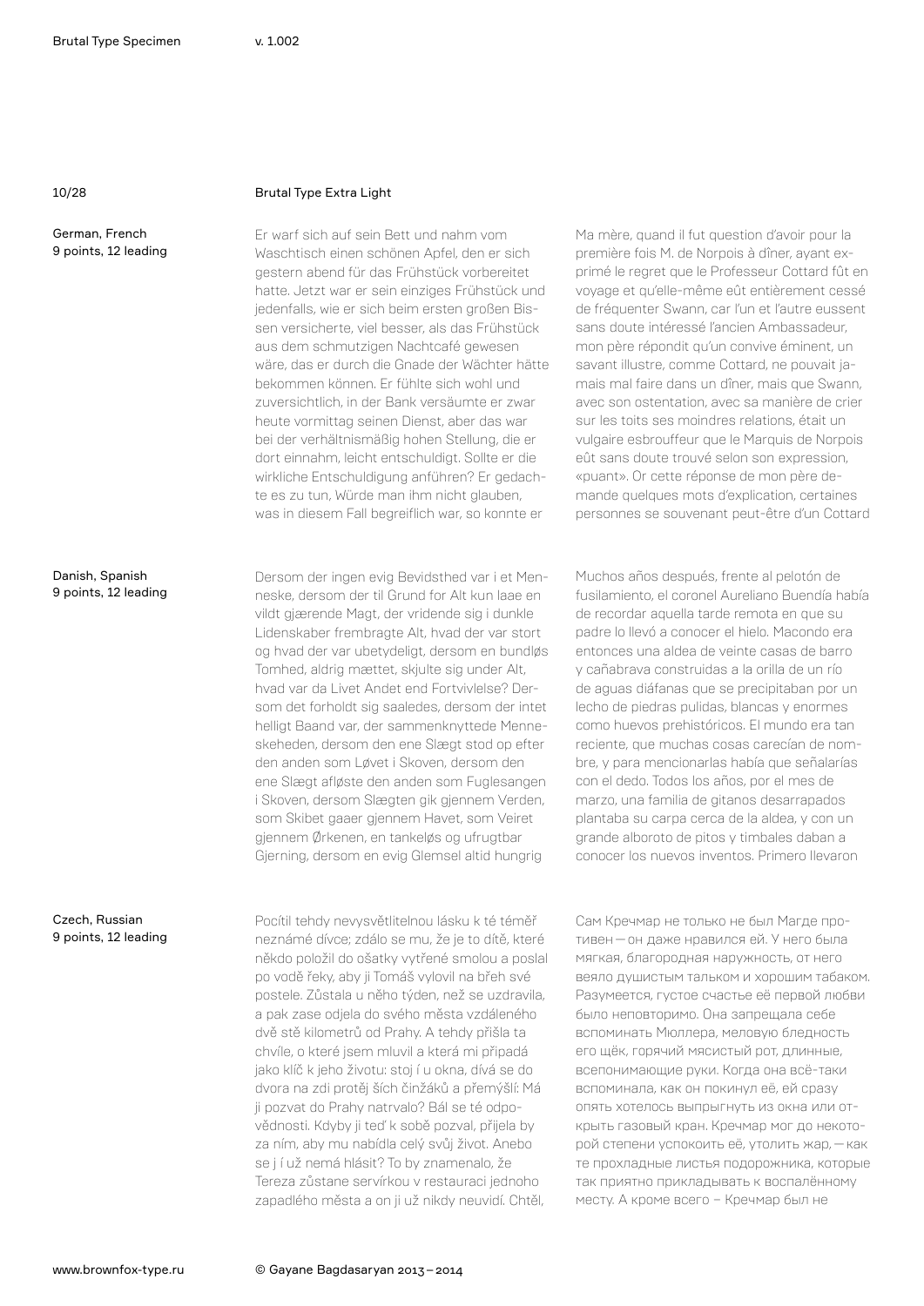## Brutal Type Extra Light

**German, French**
9 points, 12 leading

Er warf sich auf sein Bett und nahm vom Waschtisch einen schönen Apfel, den er sich gestern abend für das Frühstück vorbereitet hatte. Jetzt war er sein einziges Frühstück und jedenfalls, wie er sich beim ersten großen Bissen versicherte, viel besser, als das Frühstück aus dem schmutzigen Nachtcafé gewesen wäre, das er durch die Gnade der Wächter hätte bekommen können. Er fühlte sich wohl und zuversichtlich, in der Bank versäumte er zwar heute vormittag seinen Dienst, aber das war bei der verhältnismäßig hohen Stellung, die er dort einnahm, leicht entschuldigt. Sollte er die wirkliche Entschuldigung anführen? Er gedachte es zu tun, Würde man ihm nicht glauben, was in diesem Fall begreiflich war, so konnte er

Ma mère, quand il fut question d'avoir pour la première fois M. de Norpois à dîner, ayant exprimé le regret que le Professeur Cottard fût en voyage et qu'elle-même eût entièrement cessé de fréquenter Swann, car l'un et l'autre eussent sans doute intéressé l'ancien Ambassadeur, mon père répondit qu'un convive éminent, un savant illustre, comme Cottard, ne pouvait jamais mal faire dans un dîner, mais que Swann, avec son ostentation, avec sa manière de crier sur les toits ses moindres relations, était un vulgaire esbrouffeur que le Marquis de Norpois eût sans doute trouvé selon son expression, «puant». Or cette réponse de mon père demande quelques mots d'explication, certaines personnes se souvenant peut-être d'un Cottard

**Danish, Spanish**
9 points, 12 leading

Dersom der ingen evig Bevidsthed var i et Menneske, dersom der til Grund for Alt kun laae en vildt gjærende Magt, der vridende sig i dunkle Lidenskaber frembragte Alt, hvad der var stort og hvad der var ubetydeligt, dersom en bundløs Tomhed, aldrig mættet, skjulte sig under Alt, hvad var da Livet Andet end Fortvivlelse? Dersom det forholdt sig saaledes, dersom der intet helligt Baand var, der sammenknyttede Menneskeheden, dersom den ene Slægt stod op efter den anden som Løvet i Skoven, dersom den ene Slægt afløste den anden som Fuglesangen i Skoven, dersom Slægten gik gjennem Verden, som Skibet gaaer gjennem Havet, som Veiret gjennem Ørkenen, en tankeløs og ufrugtbar Gjerning, dersom en evig Glemsel altid hungrig

Muchos años después, frente al pelotón de fusilamiento, el coronel Aureliano Buendía había de recordar aquella tarde remota en que su padre lo llevó a conocer el hielo. Macondo era entonces una aldea de veinte casas de barro y cañabrava construidas a la orilla de un río de aguas diáfanas que se precipitaban por un lecho de piedras pulidas, blancas y enormes como huevos prehistóricos. El mundo era tan reciente, que muchas cosas carecían de nombre, y para mencionarlas había que señalarías con el dedo. Todos los años, por el mes de marzo, una familia de gitanos desarrapados plantaba su carpa cerca de la aldea, y con un grande alboroto de pitos y timbales daban a conocer los nuevos inventos. Primero llevaron

**Czech, Russian**
9 points, 12 leading

Pocítil tehdy nevysvětlitelnou lásku k té téměř neznámé dívce; zdálo se mu, že je to dítě, které někdo položil do ošatky vytřené smolou a poslal po vodě řeky, aby ji Tomáš vylovil na břeh své postele. Zůstala u něho týden, než se uzdravila, a pak zase odjela do svého města vzdáleného dvě stě kilometrů od Prahy. A tehdy přišla ta chvíle, o které jsem mluvil a která mi připadá jako klíč k jeho životu: stoj í u okna, dívá se do dvora na zdi protěj ších činžáků a přemýšlí: Má ji pozvat do Prahy natrvalo? Bál se té odpovědnosti. Kdyby ji teď k sobě pozval, přijela by za ním, aby mu nabídla celý svůj život. Anebo se j í už nemá hlásit? To by znamenalo, že Tereza zůstane servírkou v restauraci jednoho zapadlého města a on ji už nikdy neuvidí. Chtěl,

Сам Кречмар не только не был Магде противен — он даже нравился ей. У него была мягкая, благородная наружность, от него веяло душистым тальком и хорошим табаком. Разумеется, густое счастье её первой любви было неповторимо. Она запрещала себе вспоминать Мюллера, меловую бледность его щёк, горячий мясистый рот, длинные, всепонимающие руки. Когда она всё-таки вспоминала, как он покинул её, ей сразу опять хотелось выпрыгнуть из окна или открыть газовый кран. Кречмар мог до некоторой степени успокоить её, утолить жар, — как те прохладные листья подорожника, которые так приятно прикладывать к воспалённому месту. А кроме всего – Кречмар был не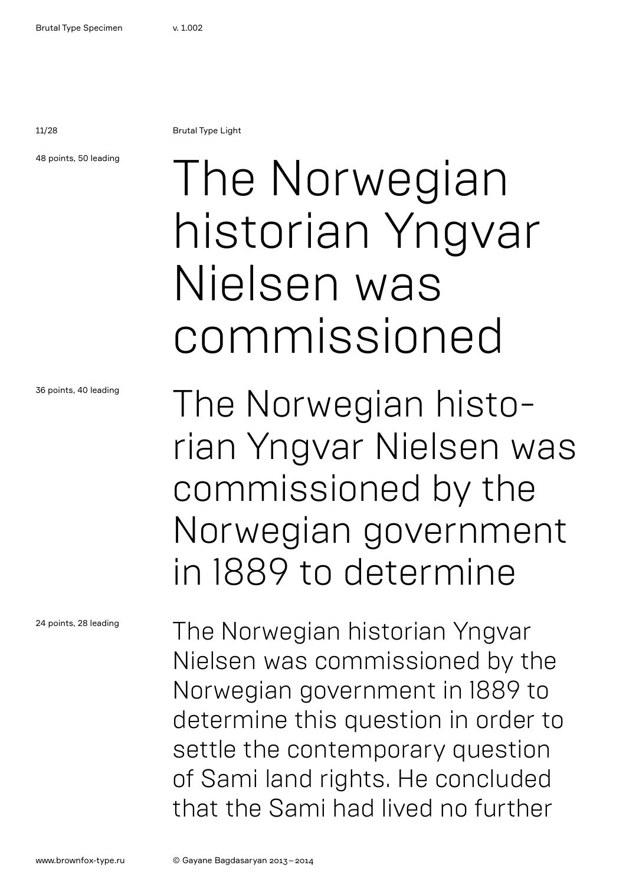Brutal Type Light

48 points, 50 leading

The Norwegian historian Yngvar Nielsen was commissioned

36 points, 40 leading

The Norwegian historian Yngvar Nielsen was commissioned by the Norwegian government in 1889 to determine

24 points, 28 leading

The Norwegian historian Yngvar Nielsen was commissioned by the Norwegian government in 1889 to determine this question in order to settle the contemporary question of Sami land rights. He concluded that the Sami had lived no further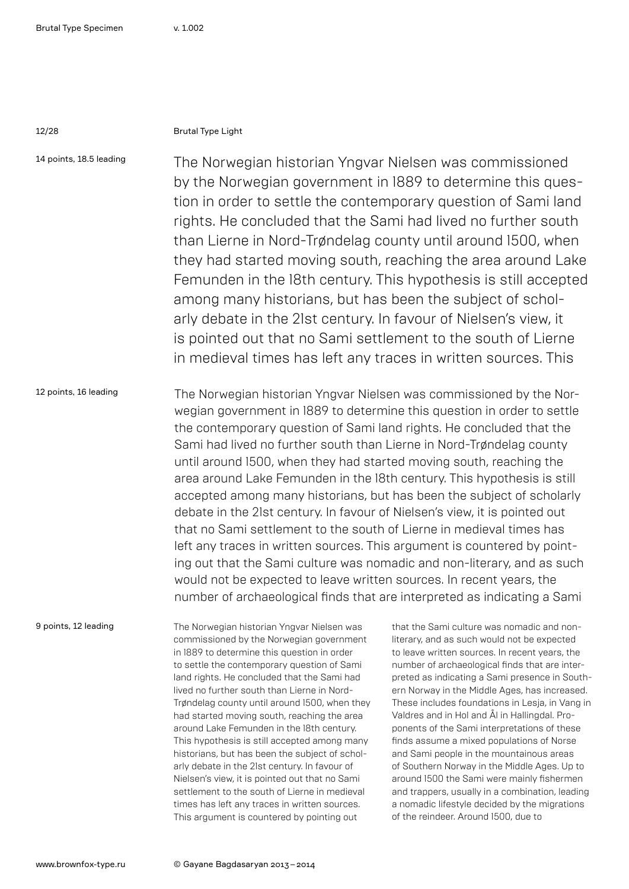Brutal Type Light

14 points, 18.5 leading

The Norwegian historian Yngvar Nielsen was commissioned by the Norwegian government in 1889 to determine this question in order to settle the contemporary question of Sami land rights. He concluded that the Sami had lived no further south than Lierne in Nord-Trøndelag county until around 1500, when they had started moving south, reaching the area around Lake Femunden in the 18th century. This hypothesis is still accepted among many historians, but has been the subject of scholarly debate in the 21st century. In favour of Nielsen's view, it is pointed out that no Sami settlement to the south of Lierne in medieval times has left any traces in written sources. This

12 points, 16 leading

The Norwegian historian Yngvar Nielsen was commissioned by the Norwegian government in 1889 to determine this question in order to settle the contemporary question of Sami land rights. He concluded that the Sami had lived no further south than Lierne in Nord-Trøndelag county until around 1500, when they had started moving south, reaching the area around Lake Femunden in the 18th century. This hypothesis is still accepted among many historians, but has been the subject of scholarly debate in the 21st century. In favour of Nielsen's view, it is pointed out that no Sami settlement to the south of Lierne in medieval times has left any traces in written sources. This argument is countered by pointing out that the Sami culture was nomadic and non-literary, and as such would not be expected to leave written sources. In recent years, the number of archaeological finds that are interpreted as indicating a Sami

9 points, 12 leading

The Norwegian historian Yngvar Nielsen was commissioned by the Norwegian government in 1889 to determine this question in order to settle the contemporary question of Sami land rights. He concluded that the Sami had lived no further south than Lierne in Nord-Trøndelag county until around 1500, when they had started moving south, reaching the area around Lake Femunden in the 18th century. This hypothesis is still accepted among many historians, but has been the subject of scholarly debate in the 21st century. In favour of Nielsen's view, it is pointed out that no Sami settlement to the south of Lierne in medieval times has left any traces in written sources. This argument is countered by pointing out that the Sami culture was nomadic and non-literary, and as such would not be expected to leave written sources. In recent years, the number of archaeological finds that are interpreted as indicating a Sami presence in Southern Norway in the Middle Ages, has increased. These includes foundations in Lesja, in Vang in Valdres and in Hol and Ål in Hallingdal. Proponents of the Sami interpretations of these finds assume a mixed populations of Norse and Sami people in the mountainous areas of Southern Norway in the Middle Ages. Up to around 1500 the Sami were mainly fishermen and trappers, usually in a combination, leading a nomadic lifestyle decided by the migrations of the reindeer. Around 1500, due to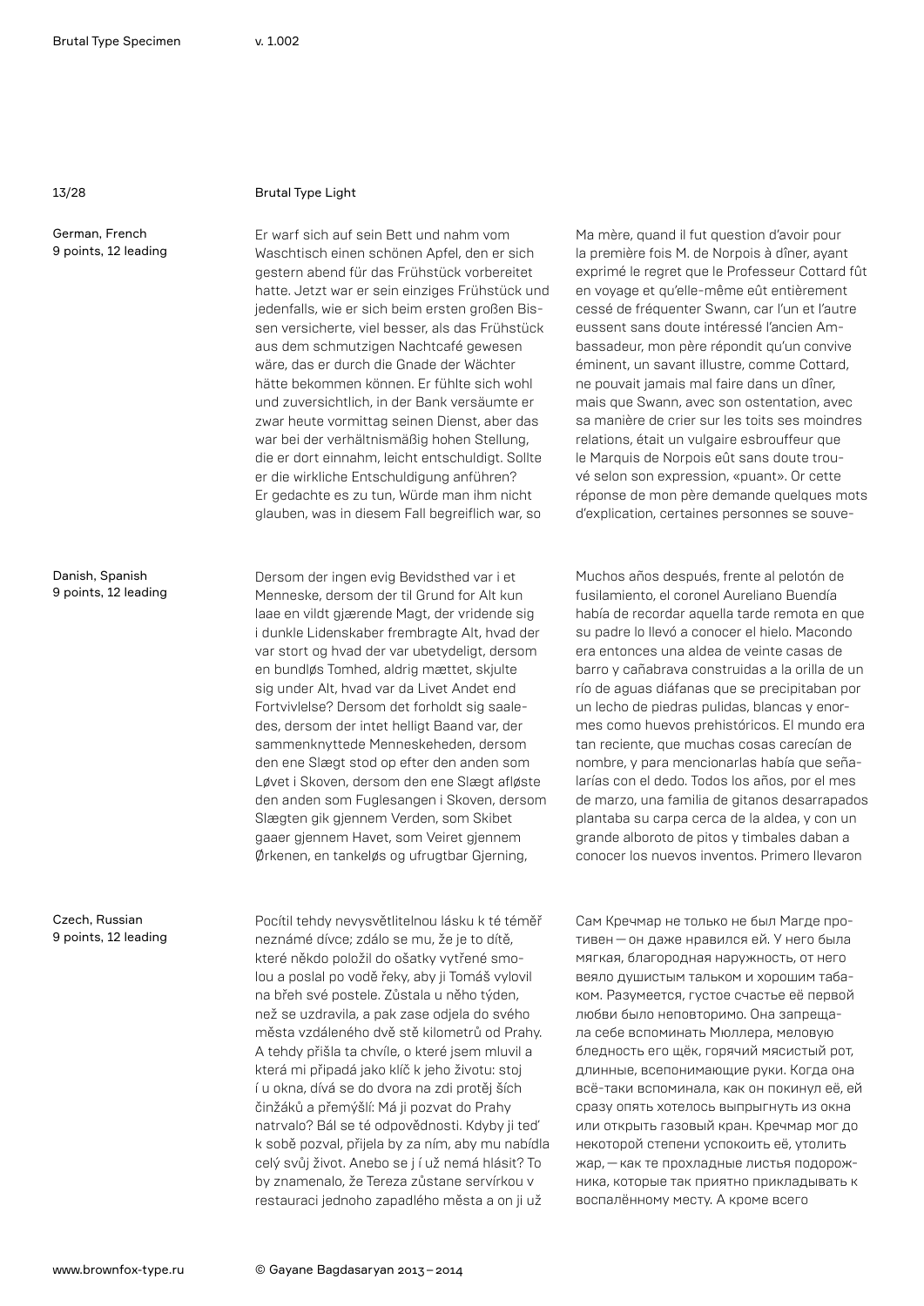## Brutal Type Light

**German, French**
9 points, 12 leading

Er warf sich auf sein Bett und nahm vom Waschtisch einen schönen Apfel, den er sich gestern abend für das Frühstück vorbereitet hatte. Jetzt war er sein einziges Frühstück und jedenfalls, wie er sich beim ersten großen Bissen versicherte, viel besser, als das Frühstück aus dem schmutzigen Nachtcafé gewesen wäre, das er durch die Gnade der Wächter hätte bekommen können. Er fühlte sich wohl und zuversichtlich, in der Bank versäumte er zwar heute vormittag seinen Dienst, aber das war bei der verhältnismäßig hohen Stellung, die er dort einnahm, leicht entschuldigt. Sollte er die wirkliche Entschuldigung anführen? Er gedachte es zu tun, Würde man ihm nicht glauben, was in diesem Fall begreiflich war, so

Ma mère, quand il fut question d'avoir pour la première fois M. de Norpois à dîner, ayant exprimé le regret que le Professeur Cottard fût en voyage et qu'elle-même eût entièrement cessé de fréquenter Swann, car l'un et l'autre eussent sans doute intéressé l'ancien Ambassadeur, mon père répondit qu'un convive éminent, un savant illustre, comme Cottard, ne pouvait jamais mal faire dans un dîner, mais que Swann, avec son ostentation, avec sa manière de crier sur les toits ses moindres relations, était un vulgaire esbrouffeur que le Marquis de Norpois eût sans doute trouvé selon son expression, «puant». Or cette réponse de mon père demande quelques mots d'explication, certaines personnes se souve-

**Danish, Spanish**
9 points, 12 leading

Dersom der ingen evig Bevidsthed var i et Menneske, dersom der til Grund for Alt kun laae en vildt gjærende Magt, der vridende sig i dunkle Lidenskaber frembragte Alt, hvad der var stort og hvad der var ubetydeligt, dersom en bundløs Tomhed, aldrig mættet, skjulte sig under Alt, hvad var da Livet Andet end Fortvivlelse? Dersom det forholdt sig saaledes, dersom der intet helligt Baand var, der sammenknyttede Menneskeheden, dersom den ene Slægt stod op efter den anden som Løvet i Skoven, dersom den ene Slægt afløste den anden som Fuglesangen i Skoven, dersom Slægten gik gjennem Verden, som Skibet gaaer gjennem Havet, som Veiret gjennem Ørkenen, en tankeløs og ufrugtbar Gjerning,

Muchos años después, frente al pelotón de fusilamiento, el coronel Aureliano Buendía había de recordar aquella tarde remota en que su padre lo llevó a conocer el hielo. Macondo era entonces una aldea de veinte casas de barro y cañabrava construidas a la orilla de un río de aguas diáfanas que se precipitaban por un lecho de piedras pulidas, blancas y enormes como huevos prehistóricos. El mundo era tan reciente, que muchas cosas carecían de nombre, y para mencionarlas había que señalarías con el dedo. Todos los años, por el mes de marzo, una familia de gitanos desarrapados plantaba su carpa cerca de la aldea, y con un grande alboroto de pitos y timbales daban a conocer los nuevos inventos. Primero llevaron

**Czech, Russian**
9 points, 12 leading

Pocítil tehdy nevysvětlitelnou lásku k té téměř neznámé dívce; zdálo se mu, že je to dítě, které někdo položil do ošatky vytřené smolou a poslal po vodě řeky, aby ji Tomáš vylovil na břeh své postele. Zůstala u něho týden, než se uzdravila, a pak zase odjela do svého města vzdáleného dvě stě kilometrů od Prahy. A tehdy přišla ta chvíle, o které jsem mluvil a která mi připadá jako klíč k jeho životu: stoj í u okna, dívá se do dvora na zdi protěj ších činžáků a přemýšlí: Má ji pozvat do Prahy natrvalo? Bál se té odpovědnosti. Kdyby ji teď k sobě pozval, přijela by za ním, aby mu nabídla celý svůj život. Anebo se j í už nemá hlásit? To by znamenalo, že Tereza zůstane servírkou v restauraci jednoho zapadlého města a on ji už

Сам Кречмар не только не был Магде противен — он даже нравился ей. У него была мягкая, благородная наружность, от него веяло душистым тальком и хорошим табаком. Разумеется, густое счастье её первой любви было неповторимо. Она запрещала себе вспоминать Мюллера, меловую бледность его щёк, горячий мясистый рот, длинные, всепонимающие руки. Когда она всё-таки вспоминала, как он покинул её, ей сразу опять хотелось выпрыгнуть из окна или открыть газовый кран. Кречмар мог до некоторой степени успокоить её, утолить жар, — как те прохладные листья подорожника, которые так приятно прикладывать к воспалённому месту. А кроме всего

© Gayane Bagdasaryan 2013 – 2014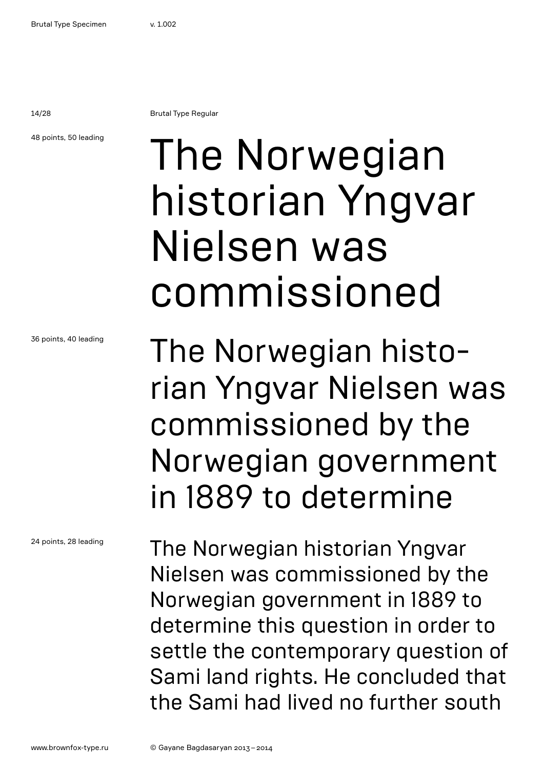Brutal Type Regular

48 points, 50 leading

The Norwegian historian Yngvar Nielsen was commissioned

36 points, 40 leading

The Norwegian historian Yngvar Nielsen was commissioned by the Norwegian government in 1889 to determine

24 points, 28 leading

The Norwegian historian Yngvar Nielsen was commissioned by the Norwegian government in 1889 to determine this question in order to settle the contemporary question of Sami land rights. He concluded that the Sami had lived no further south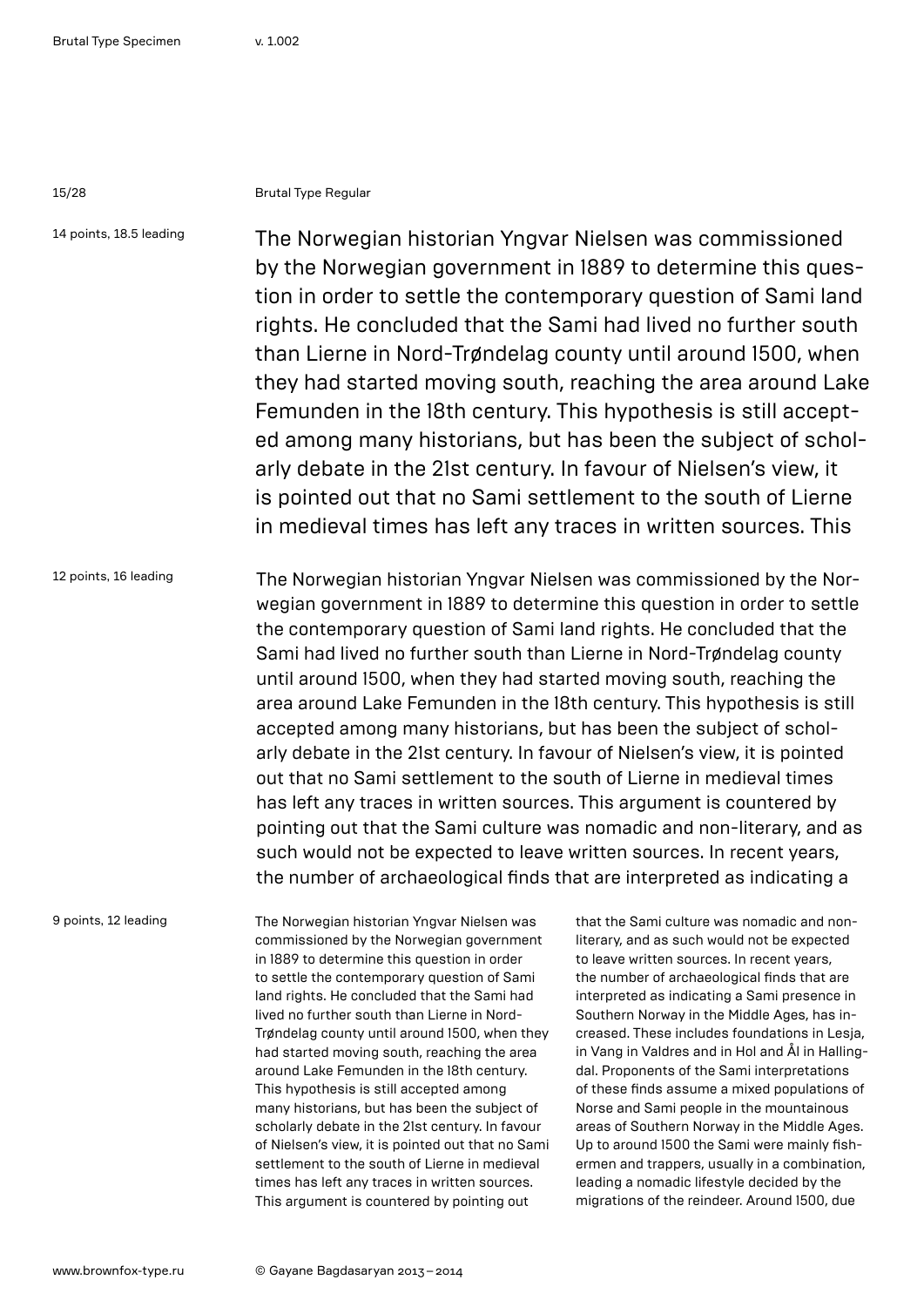Brutal Type Regular

14 points, 18.5 leading

The Norwegian historian Yngvar Nielsen was commissioned by the Norwegian government in 1889 to determine this question in order to settle the contemporary question of Sami land rights. He concluded that the Sami had lived no further south than Lierne in Nord-Trøndelag county until around 1500, when they had started moving south, reaching the area around Lake Femunden in the 18th century. This hypothesis is still accepted among many historians, but has been the subject of scholarly debate in the 21st century. In favour of Nielsen's view, it is pointed out that no Sami settlement to the south of Lierne in medieval times has left any traces in written sources. This

12 points, 16 leading

The Norwegian historian Yngvar Nielsen was commissioned by the Norwegian government in 1889 to determine this question in order to settle the contemporary question of Sami land rights. He concluded that the Sami had lived no further south than Lierne in Nord-Trøndelag county until around 1500, when they had started moving south, reaching the area around Lake Femunden in the 18th century. This hypothesis is still accepted among many historians, but has been the subject of scholarly debate in the 21st century. In favour of Nielsen's view, it is pointed out that no Sami settlement to the south of Lierne in medieval times has left any traces in written sources. This argument is countered by pointing out that the Sami culture was nomadic and non-literary, and as such would not be expected to leave written sources. In recent years, the number of archaeological finds that are interpreted as indicating a

9 points, 12 leading

The Norwegian historian Yngvar Nielsen was commissioned by the Norwegian government in 1889 to determine this question in order to settle the contemporary question of Sami land rights. He concluded that the Sami had lived no further south than Lierne in Nord-Trøndelag county until around 1500, when they had started moving south, reaching the area around Lake Femunden in the 18th century. This hypothesis is still accepted among many historians, but has been the subject of scholarly debate in the 21st century. In favour of Nielsen's view, it is pointed out that no Sami settlement to the south of Lierne in medieval times has left any traces in written sources. This argument is countered by pointing out that the Sami culture was nomadic and non-literary, and as such would not be expected to leave written sources. In recent years, the number of archaeological finds that are interpreted as indicating a Sami presence in Southern Norway in the Middle Ages, has increased. These includes foundations in Lesja, in Vang in Valdres and in Hol and Ål in Hallingdal. Proponents of the Sami interpretations of these finds assume a mixed populations of Norse and Sami people in the mountainous areas of Southern Norway in the Middle Ages. Up to around 1500 the Sami were mainly fishermen and trappers, usually in a combination, leading a nomadic lifestyle decided by the migrations of the reindeer. Around 1500, due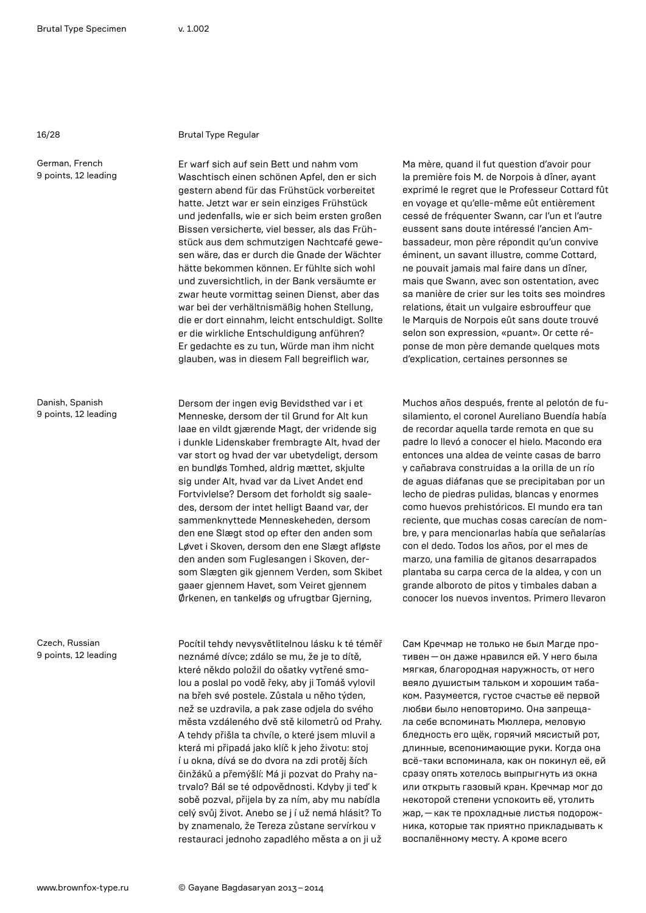## Brutal Type Regular

German, French
9 points, 12 leading

Er warf sich auf sein Bett und nahm vom Waschtisch einen schönen Apfel, den er sich gestern abend für das Frühstück vorbereitet hatte. Jetzt war er sein einziges Frühstück und jedenfalls, wie er sich beim ersten großen Bissen versicherte, viel besser, als das Frühstück aus dem schmutzigen Nachtcafé gewesen wäre, das er durch die Gnade der Wächter hätte bekommen können. Er fühlte sich wohl und zuversichtlich, in der Bank versäumte er zwar heute vormittag seinen Dienst, aber das war bei der verhältnismäßig hohen Stellung, die er dort einnahm, leicht entschuldigt. Sollte er die wirkliche Entschuldigung anführen? Er gedachte es zu tun, Würde man ihm nicht glauben, was in diesem Fall begreiflich war,

Ma mère, quand il fut question d'avoir pour la première fois M. de Norpois à dîner, ayant exprimé le regret que le Professeur Cottard fût en voyage et qu'elle-même eût entièrement cessé de fréquenter Swann, car l'un et l'autre eussent sans doute intéressé l'ancien Ambassadeur, mon père répondit qu'un convive éminent, un savant illustre, comme Cottard, ne pouvait jamais mal faire dans un dîner, mais que Swann, avec son ostentation, avec sa manière de crier sur les toits ses moindres relations, était un vulgaire esbrouffeur que le Marquis de Norpois eût sans doute trouvé selon son expression, «puant». Or cette réponse de mon père demande quelques mots d'explication, certaines personnes se

Danish, Spanish
9 points, 12 leading

Dersom der ingen evig Bevidsthed var i et Menneske, dersom der til Grund for Alt kun laae en vildt gjærende Magt, der vridende sig i dunkle Lidenskaber frembragte Alt, hvad der var stort og hvad der var ubetydeligt, dersom en bundløs Tomhed, aldrig mættet, skjulte sig under Alt, hvad var da Livet Andet end Fortvivlelse? Dersom det forholdt sig saaledes, dersom der intet helligt Baand var, der sammenknyttede Menneskeheden, dersom den ene Slægt stod op efter den anden som Løvet i Skoven, dersom den ene Slægt afløste den anden som Fuglesangen i Skoven, dersom Slægten gik gjennem Verden, som Skibet gaaer gjennem Havet, som Veiret gjennem Ørkenen, en tankeløs og ufrugtbar Gjerning,

Muchos años después, frente al pelotón de fusilamiento, el coronel Aureliano Buendía había de recordar aquella tarde remota en que su padre lo llevó a conocer el hielo. Macondo era entonces una aldea de veinte casas de barro y cañabrava construidas a la orilla de un río de aguas diáfanas que se precipitaban por un lecho de piedras pulidas, blancas y enormes como huevos prehistóricos. El mundo era tan reciente, que muchas cosas carecían de nombre, y para mencionarlas había que señalarías con el dedo. Todos los años, por el mes de marzo, una familia de gitanos desarrapados plantaba su carpa cerca de la aldea, y con un grande alboroto de pitos y timbales daban a conocer los nuevos inventos. Primero llevaron

Czech, Russian
9 points, 12 leading

Pocítil tehdy nevysvětlitelnou lásku k té téměř neznámé dívce; zdálo se mu, že je to dítě, které někdo položil do ošatky vytřené smolou a poslal po vodě řeky, aby ji Tomáš vylovil na břeh své postele. Zůstala u něho týden, než se uzdravila, a pak zase odjela do svého města vzdáleného dvě stě kilometrů od Prahy. A tehdy přišla ta chvíle, o které jsem mluvil a která mi připadá jako klíč k jeho životu: stoj í u okna, dívá se do dvora na zdi protěj ších činžáků a přemýšlí: Má ji pozvat do Prahy natrvalo? Bál se té odpovědnosti. Kdyby ji teď k sobě pozval, přijela by za ním, aby mu nabídla celý svůj život. Anebo se j í už nemá hlásit? To by znamenalo, že Tereza zůstane servírkou v restauraci jednoho zapadlého města a on ji už

Сам Кречмар не только не был Магде противен — он даже нравился ей. У него была мягкая, благородная наружность, от него веяло душистым тальком и хорошим табаком. Разумеется, густое счастье её первой любви было неповторимо. Она запрещала себе вспоминать Мюллера, меловую бледность его щёк, горячий мясистый рот, длинные, всепонимающие руки. Когда она всё-таки вспоминала, как он покинул её, ей сразу опять хотелось выпрыгнуть из окна или открыть газовый кран. Кречмар мог до некоторой степени успокоить её, утолить жар, — как те прохладные листья подорожника, которые так приятно прикладывать к воспалённому месту. А кроме всего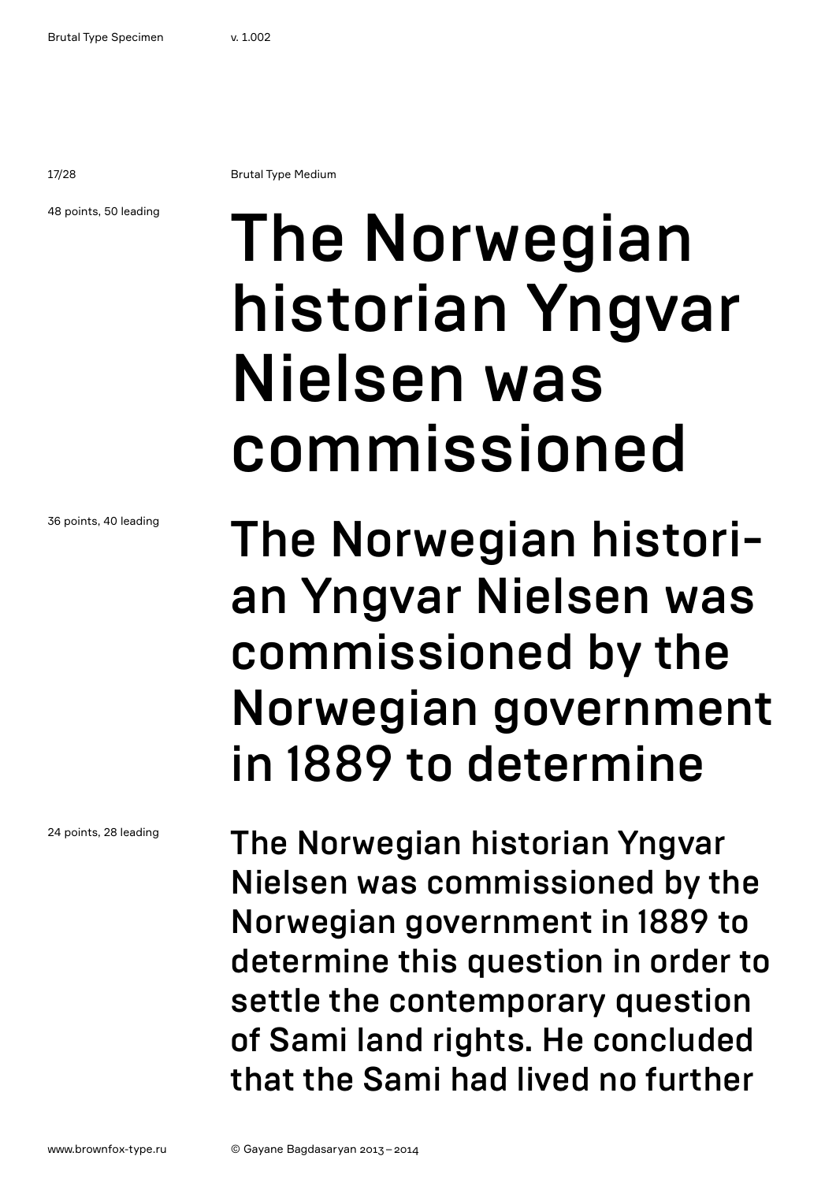Brutal Type Medium

48 points, 50 leading

The Norwegian historian Yngvar Nielsen was commissioned

36 points, 40 leading

The Norwegian historian Yngvar Nielsen was commissioned by the Norwegian government in 1889 to determine

24 points, 28 leading

The Norwegian historian Yngvar Nielsen was commissioned by the Norwegian government in 1889 to determine this question in order to settle the contemporary question of Sami land rights. He concluded that the Sami had lived no further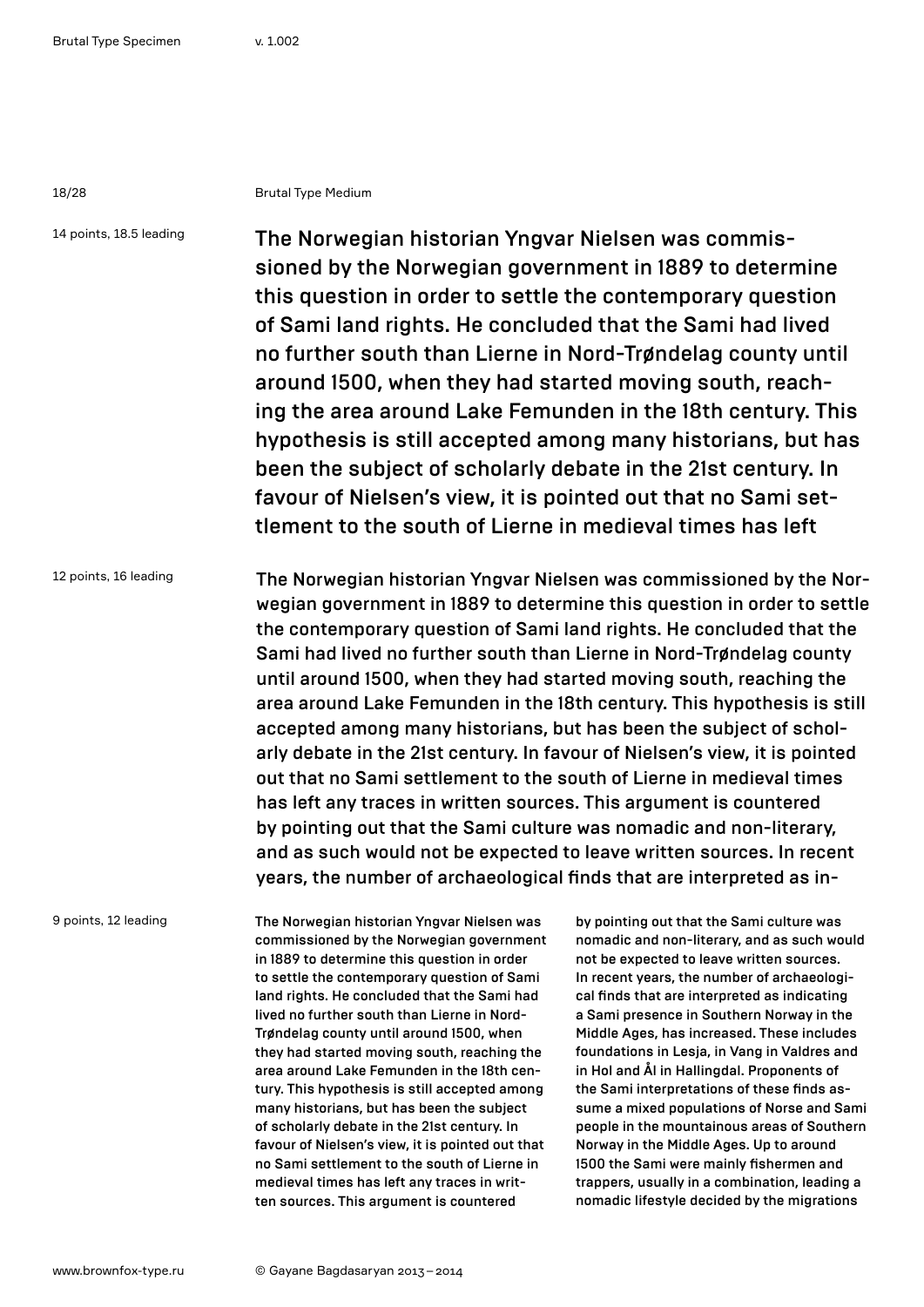Brutal Type Medium

14 points, 18.5 leading

The Norwegian historian Yngvar Nielsen was commissioned by the Norwegian government in 1889 to determine this question in order to settle the contemporary question of Sami land rights. He concluded that the Sami had lived no further south than Lierne in Nord-Trøndelag county until around 1500, when they had started moving south, reaching the area around Lake Femunden in the 18th century. This hypothesis is still accepted among many historians, but has been the subject of scholarly debate in the 21st century. In favour of Nielsen's view, it is pointed out that no Sami settlement to the south of Lierne in medieval times has left

12 points, 16 leading

The Norwegian historian Yngvar Nielsen was commissioned by the Norwegian government in 1889 to determine this question in order to settle the contemporary question of Sami land rights. He concluded that the Sami had lived no further south than Lierne in Nord-Trøndelag county until around 1500, when they had started moving south, reaching the area around Lake Femunden in the 18th century. This hypothesis is still accepted among many historians, but has been the subject of scholarly debate in the 21st century. In favour of Nielsen's view, it is pointed out that no Sami settlement to the south of Lierne in medieval times has left any traces in written sources. This argument is countered by pointing out that the Sami culture was nomadic and non-literary, and as such would not be expected to leave written sources. In recent years, the number of archaeological finds that are interpreted as in-

9 points, 12 leading

The Norwegian historian Yngvar Nielsen was commissioned by the Norwegian government in 1889 to determine this question in order to settle the contemporary question of Sami land rights. He concluded that the Sami had lived no further south than Lierne in Nord-Trøndelag county until around 1500, when they had started moving south, reaching the area around Lake Femunden in the 18th century. This hypothesis is still accepted among many historians, but has been the subject of scholarly debate in the 21st century. In favour of Nielsen's view, it is pointed out that no Sami settlement to the south of Lierne in medieval times has left any traces in written sources. This argument is countered by pointing out that the Sami culture was nomadic and non-literary, and as such would not be expected to leave written sources. In recent years, the number of archaeological finds that are interpreted as indicating a Sami presence in Southern Norway in the Middle Ages, has increased. These includes foundations in Lesja, in Vang in Valdres and in Hol and Ål in Hallingdal. Proponents of the Sami interpretations of these finds assume a mixed populations of Norse and Sami people in the mountainous areas of Southern Norway in the Middle Ages. Up to around 1500 the Sami were mainly fishermen and trappers, usually in a combination, leading a nomadic lifestyle decided by the migrations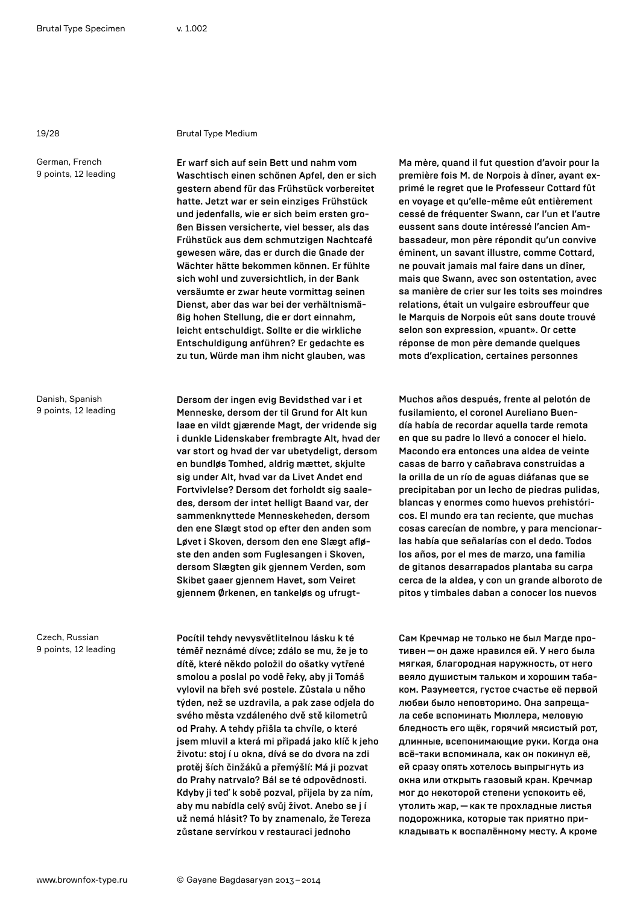## Brutal Type Medium

### German, French
9 points, 12 leading

Er warf sich auf sein Bett und nahm vom Waschtisch einen schönen Apfel, den er sich gestern abend für das Frühstück vorbereitet hatte. Jetzt war er sein einziges Frühstück und jedenfalls, wie er sich beim ersten großen Bissen versicherte, viel besser, als das Frühstück aus dem schmutzigen Nachtcafé gewesen wäre, das er durch die Gnade der Wächter hätte bekommen können. Er fühlte sich wohl und zuversichtlich, in der Bank versäumte er zwar heute vormittag seinen Dienst, aber das war bei der verhältnismäßig hohen Stellung, die er dort einnahm, leicht entschuldigt. Sollte er die wirkliche Entschuldigung anführen? Er gedachte es zu tun, Würde man ihm nicht glauben, was

Ma mère, quand il fut question d'avoir pour la première fois M. de Norpois à dîner, ayant exprimé le regret que le Professeur Cottard fût en voyage et qu'elle-même eût entièrement cessé de fréquenter Swann, car l'un et l'autre eussent sans doute intéressé l'ancien Ambassadeur, mon père répondit qu'un convive éminent, un savant illustre, comme Cottard, ne pouvait jamais mal faire dans un dîner, mais que Swann, avec son ostentation, avec sa manière de crier sur les toits ses moindres relations, était un vulgaire esbrouffeur que le Marquis de Norpois eût sans doute trouvé selon son expression, «puant». Or cette réponse de mon père demande quelques mots d'explication, certaines personnes

### Danish, Spanish
9 points, 12 leading

Dersom der ingen evig Bevidsthed var i et Menneske, dersom der til Grund for Alt kun laae en vildt gjærende Magt, der vridende sig i dunkle Lidenskaber frembragte Alt, hvad der var stort og hvad der var ubetydeligt, dersom en bundløs Tomhed, aldrig mættet, skjulte sig under Alt, hvad var da Livet Andet end Fortvivlelse? Dersom det forholdt sig saaledes, dersom der intet helligt Baand var, der sammenknyttede Menneskeheden, dersom den ene Slægt stod op efter den anden som Løvet i Skoven, dersom den ene Slægt afløste den anden som Fuglesangen i Skoven, dersom Slægten gik gjennem Verden, som Skibet gaaer gjennem Havet, som Veiret gjennem Ørkenen, en tankeløs og ufrugt-

Muchos años después, frente al pelotón de fusilamiento, el coronel Aureliano Buendía había de recordar aquella tarde remota en que su padre lo llevó a conocer el hielo. Macondo era entonces una aldea de veinte casas de barro y cañabrava construidas a la orilla de un río de aguas diáfanas que se precipitaban por un lecho de piedras pulidas, blancas y enormes como huevos prehistóricos. El mundo era tan reciente, que muchas cosas carecían de nombre, y para mencionarlas había que señalarías con el dedo. Todos los años, por el mes de marzo, una familia de gitanos desarrapados plantaba su carpa cerca de la aldea, y con un grande alboroto de pitos y timbales daban a conocer los nuevos

### Czech, Russian
9 points, 12 leading

Pocítil tehdy nevysvětlitelnou lásku k té téměř neznámé dívce; zdálo se mu, že je to dítě, které někdo položil do ošatky vytřené smolou a poslal po vodě řeky, aby ji Tomáš vylovil na břeh své postele. Zůstala u něho týden, než se uzdravila, a pak zase odjela do svého města vzdáleného dvě stě kilometrů od Prahy. A tehdy přišla ta chvíle, o které jsem mluvil a která mi připadá jako klíč k jeho životu: stoj í u okna, dívá se do dvora na zdi protěj ších činžáků a přemýšlí: Má ji pozvat do Prahy natrvalo? Bál se té odpovědnosti. Kdyby ji teď k sobě pozval, přijela by za ním, aby mu nabídla celý svůj život. Anebo se j í už nemá hlásit? To by znamenalo, že Tereza zůstane servírkou v restauraci jednoho

Сам Кречмар не только не был Магде противен — он даже нравился ей. У него была мягкая, благородная наружность, от него веяло душистым тальком и хорошим табаком. Разумеется, густое счастье её первой любви было неповторимо. Она запрещала себе вспоминать Мюллера, меловую бледность его щёк, горячий мясистый рот, длинные, всепонимающие руки. Когда она всё-таки вспоминала, как он покинул её, ей сразу опять хотелось выпрыгнуть из окна или открыть газовый кран. Кречмар мог до некоторой степени успокоить её, утолить жар, — как те прохладные листья подорожника, которые так приятно прикладывать к воспалённому месту. А кроме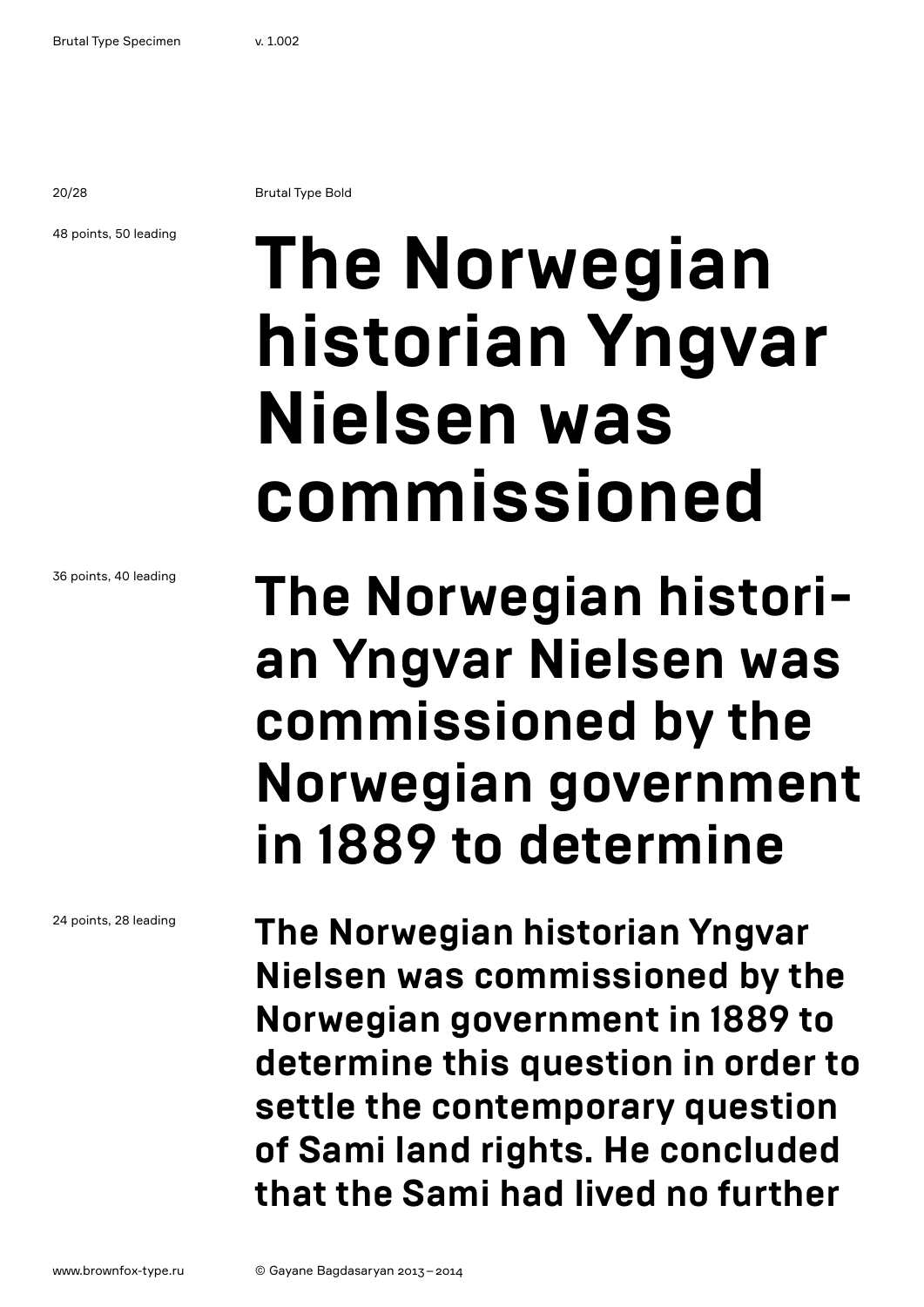Brutal Type Bold

48 points, 50 leading

# The Norwegian historian Yngvar Nielsen was commissioned

36 points, 40 leading

## The Norwegian histori-an Yngvar Nielsen was commissioned by the Norwegian government in 1889 to determine

24 points, 28 leading

**The Norwegian historian Yngvar Nielsen was commissioned by the Norwegian government in 1889 to determine this question in order to settle the contemporary question of Sami land rights. He concluded that the Sami had lived no further**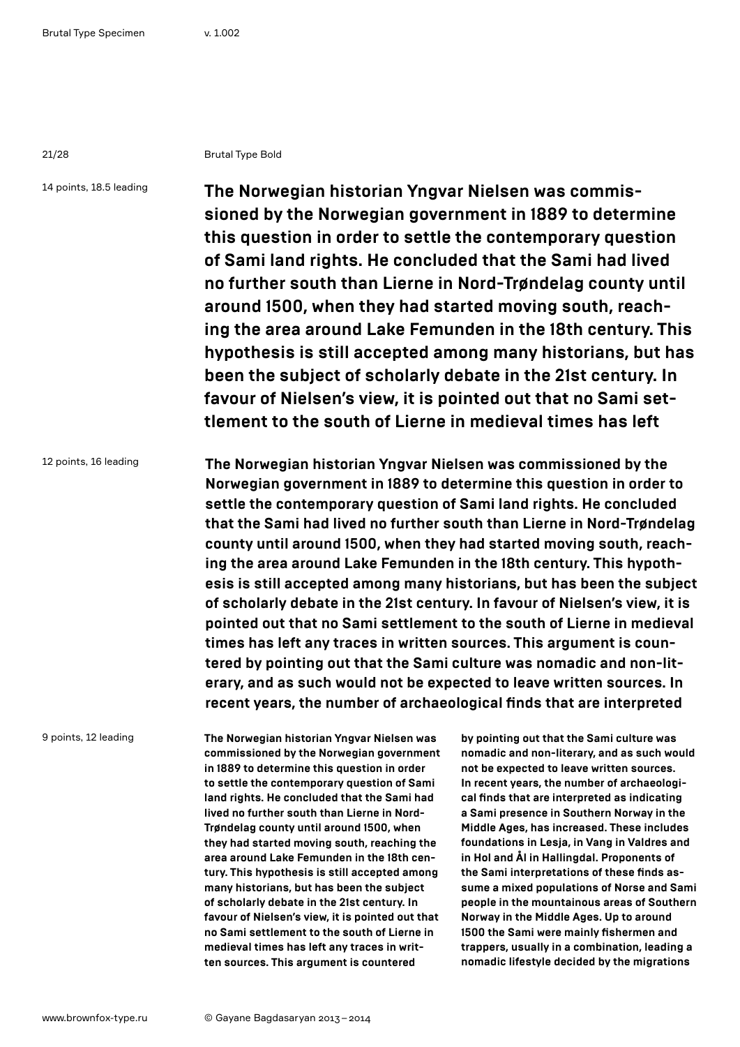Brutal Type Bold

14 points, 18.5 leading

**The Norwegian historian Yngvar Nielsen was commissioned by the Norwegian government in 1889 to determine this question in order to settle the contemporary question of Sami land rights. He concluded that the Sami had lived no further south than Lierne in Nord-Trøndelag county until around 1500, when they had started moving south, reaching the area around Lake Femunden in the 18th century. This hypothesis is still accepted among many historians, but has been the subject of scholarly debate in the 21st century. In favour of Nielsen's view, it is pointed out that no Sami settlement to the south of Lierne in medieval times has left**

12 points, 16 leading

**The Norwegian historian Yngvar Nielsen was commissioned by the Norwegian government in 1889 to determine this question in order to settle the contemporary question of Sami land rights. He concluded that the Sami had lived no further south than Lierne in Nord-Trøndelag county until around 1500, when they had started moving south, reaching the area around Lake Femunden in the 18th century. This hypothesis is still accepted among many historians, but has been the subject of scholarly debate in the 21st century. In favour of Nielsen's view, it is pointed out that no Sami settlement to the south of Lierne in medieval times has left any traces in written sources. This argument is countered by pointing out that the Sami culture was nomadic and non-literary, and as such would not be expected to leave written sources. In recent years, the number of archaeological finds that are interpreted**

9 points, 12 leading

**The Norwegian historian Yngvar Nielsen was commissioned by the Norwegian government in 1889 to determine this question in order to settle the contemporary question of Sami land rights. He concluded that the Sami had lived no further south than Lierne in Nord-Trøndelag county until around 1500, when they had started moving south, reaching the area around Lake Femunden in the 18th century. This hypothesis is still accepted among many historians, but has been the subject of scholarly debate in the 21st century. In favour of Nielsen's view, it is pointed out that no Sami settlement to the south of Lierne in medieval times has left any traces in written sources. This argument is countered by pointing out that the Sami culture was nomadic and non-literary, and as such would not be expected to leave written sources. In recent years, the number of archaeological finds that are interpreted as indicating a Sami presence in Southern Norway in the Middle Ages, has increased. These includes foundations in Lesja, in Vang in Valdres and in Hol and Ål in Hallingdal. Proponents of the Sami interpretations of these finds assume a mixed populations of Norse and Sami people in the mountainous areas of Southern Norway in the Middle Ages. Up to around 1500 the Sami were mainly fishermen and trappers, usually in a combination, leading a nomadic lifestyle decided by the migrations**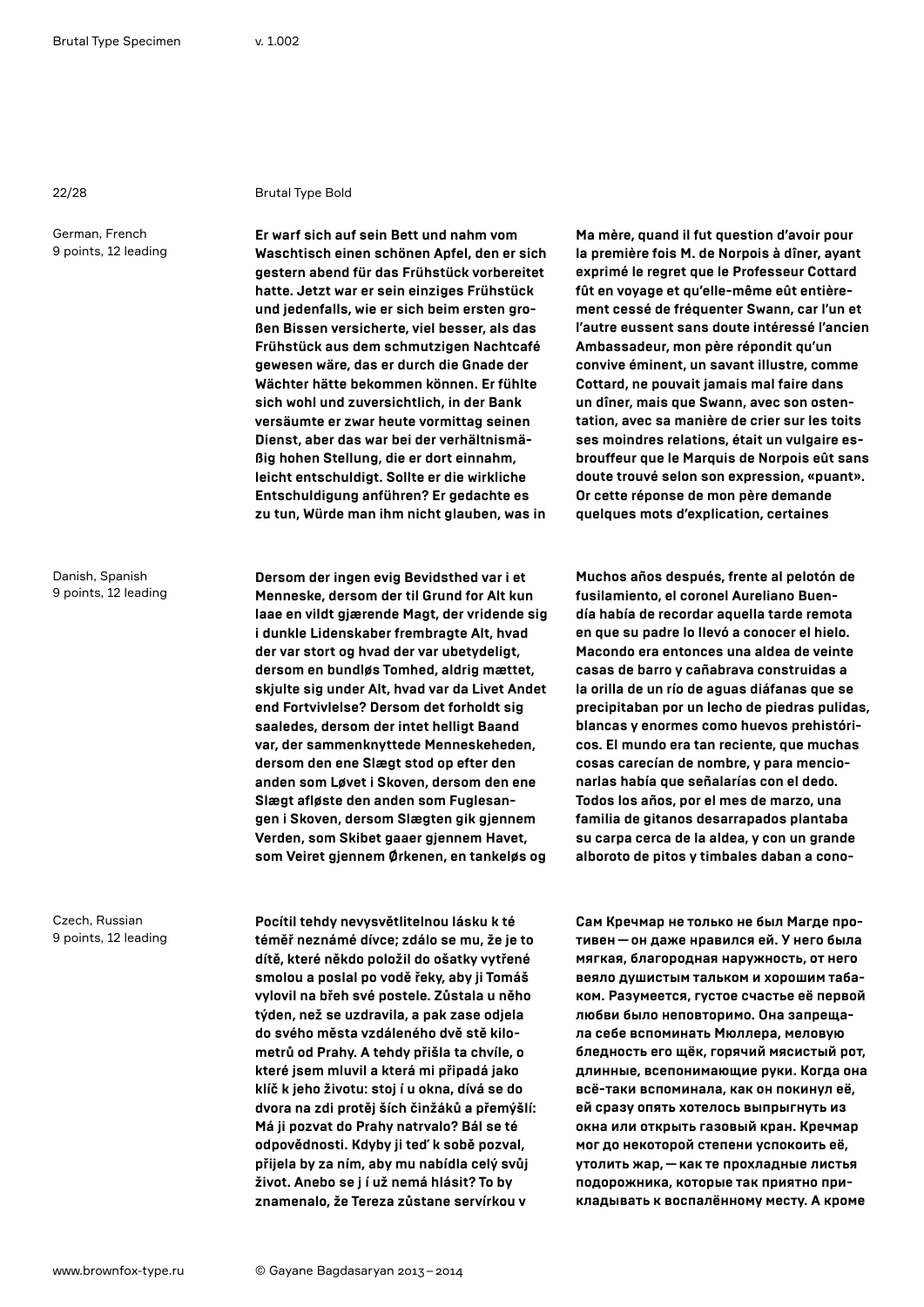Brutal Type Bold

German, French
9 points, 12 leading

**Er warf sich auf sein Bett und nahm vom Waschtisch einen schönen Apfel, den er sich gestern abend für das Frühstück vorbereitet hatte. Jetzt war er sein einziges Frühstück und jedenfalls, wie er sich beim ersten großen Bissen versicherte, viel besser, als das Frühstück aus dem schmutzigen Nachtcafé gewesen wäre, das er durch die Gnade der Wächter hätte bekommen können. Er fühlte sich wohl und zuversichtlich, in der Bank versäumte er zwar heute vormittag seinen Dienst, aber das war bei der verhältnismäßig hohen Stellung, die er dort einnahm, leicht entschuldigt. Sollte er die wirkliche Entschuldigung anführen? Er gedachte es zu tun, Würde man ihm nicht glauben, was in**

**Ma mère, quand il fut question d'avoir pour la première fois M. de Norpois à dîner, ayant exprimé le regret que le Professeur Cottard fût en voyage et qu'elle-même eût entièrement cessé de fréquenter Swann, car l'un et l'autre eussent sans doute intéressé l'ancien Ambassadeur, mon père répondit qu'un convive éminent, un savant illustre, comme Cottard, ne pouvait jamais mal faire dans un dîner, mais que Swann, avec son ostentation, avec sa manière de crier sur les toits ses moindres relations, était un vulgaire esbrouffeur que le Marquis de Norpois eût sans doute trouvé selon son expression, «puant». Or cette réponse de mon père demande quelques mots d'explication, certaines**

Danish, Spanish
9 points, 12 leading

**Dersom der ingen evig Bevidsthed var i et Menneske, dersom der til Grund for Alt kun laae en vildt gjærende Magt, der vridende sig i dunkle Lidenskaber frembragte Alt, hvad der var stort og hvad der var ubetydeligt, dersom en bundløs Tomhed, aldrig mættet, skjulte sig under Alt, hvad var da Livet Andet end Fortvivlelse? Dersom det forholdt sig saaledes, dersom der intet helligt Baand var, der sammenknyttede Menneskeheden, dersom den ene Slægt stod op efter den anden som Løvet i Skoven, dersom den ene Slægt afløste den anden som Fuglesangen i Skoven, dersom Slægten gik gjennem Verden, som Skibet gaaer gjennem Havet, som Veiret gjennem Ørkenen, en tankeløs og**

**Muchos años después, frente al pelotón de fusilamiento, el coronel Aureliano Buendía había de recordar aquella tarde remota en que su padre lo llevó a conocer el hielo. Macondo era entonces una aldea de veinte casas de barro y cañabrava construidas a la orilla de un río de aguas diáfanas que se precipitaban por un lecho de piedras pulidas, blancas y enormes como huevos prehistóricos. El mundo era tan reciente, que muchas cosas carecían de nombre, y para mencionarlas había que señalarías con el dedo. Todos los años, por el mes de marzo, una familia de gitanos desarrapados plantaba su carpa cerca de la aldea, y con un grande alboroto de pitos y timbales daban a cono-**

Czech, Russian
9 points, 12 leading

**Pocítil tehdy nevysvětlitelnou lásku k té téměř neznámé dívce; zdálo se mu, že je to dítě, které někdo položil do ošatky vytřené smolou a poslal po vodě řeky, aby ji Tomáš vylovil na břeh své postele. Zůstala u něho týden, než se uzdravila, a pak zase odjela do svého města vzdáleného dvě stě kilometrů od Prahy. A tehdy přišla ta chvíle, o které jsem mluvil a která mi připadá jako klíč k jeho životu: stoj í u okna, dívá se do dvora na zdi protěj ších činžáků a přemýšlí: Má ji pozvat do Prahy natrvalo? Bál se té odpovědnosti. Kdyby ji teď k sobě pozval, přijela by za ním, aby mu nabídla celý svůj život. Anebo se j í už nemá hlásit? To by znamenalo, že Tereza zůstane servírkou v**

**Сам Кречмар не только не был Магде противен — он даже нравился ей. У него была мягкая, благородная наружность, от него веяло душистым тальком и хорошим табаком. Разумеется, густое счастье её первой любви было неповторимо. Она запрещала себе вспоминать Мюллера, меловую бледность его щёк, горячий мясистый рот, длинные, всепонимающие руки. Когда она всё-таки вспоминала, как он покинул её, ей сразу опять хотелось выпрыгнуть из окна или открыть газовый кран. Кречмар мог до некоторой степени успокоить её, утолить жар, — как те прохладные листья подорожника, которые так приятно прикладывать к воспалённому месту. А кроме**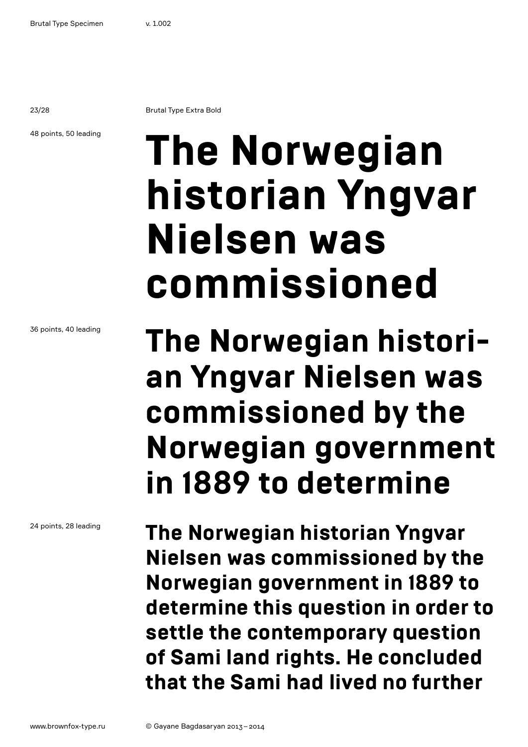Brutal Type Extra Bold

48 points, 50 leading

**The Norwegian historian Yngvar Nielsen was commissioned**

36 points, 40 leading

**The Norwegian histori-an Yngvar Nielsen was commissioned by the Norwegian government in 1889 to determine**

24 points, 28 leading

**The Norwegian historian Yngvar Nielsen was commissioned by the Norwegian government in 1889 to determine this question in order to settle the contemporary question of Sami land rights. He concluded that the Sami had lived no further**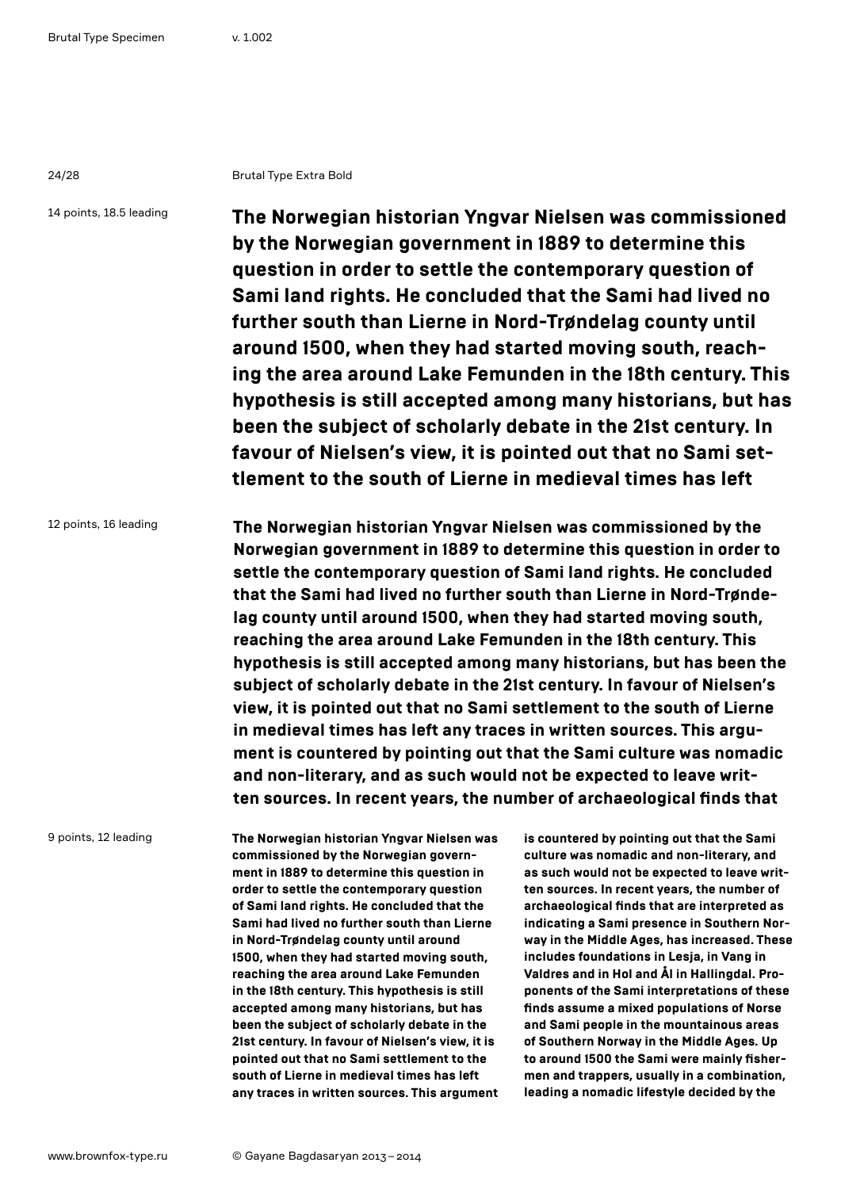Brutal Type Extra Bold

14 points, 18.5 leading

**The Norwegian historian Yngvar Nielsen was commissioned by the Norwegian government in 1889 to determine this question in order to settle the contemporary question of Sami land rights. He concluded that the Sami had lived no further south than Lierne in Nord-Trøndelag county until around 1500, when they had started moving south, reaching the area around Lake Femunden in the 18th century. This hypothesis is still accepted among many historians, but has been the subject of scholarly debate in the 21st century. In favour of Nielsen's view, it is pointed out that no Sami settlement to the south of Lierne in medieval times has left**

12 points, 16 leading

**The Norwegian historian Yngvar Nielsen was commissioned by the Norwegian government in 1889 to determine this question in order to settle the contemporary question of Sami land rights. He concluded that the Sami had lived no further south than Lierne in Nord-Trøndelag county until around 1500, when they had started moving south, reaching the area around Lake Femunden in the 18th century. This hypothesis is still accepted among many historians, but has been the subject of scholarly debate in the 21st century. In favour of Nielsen's view, it is pointed out that no Sami settlement to the south of Lierne in medieval times has left any traces in written sources. This argument is countered by pointing out that the Sami culture was nomadic and non-literary, and as such would not be expected to leave written sources. In recent years, the number of archaeological finds that**

9 points, 12 leading

**The Norwegian historian Yngvar Nielsen was commissioned by the Norwegian government in 1889 to determine this question in order to settle the contemporary question of Sami land rights. He concluded that the Sami had lived no further south than Lierne in Nord-Trøndelag county until around 1500, when they had started moving south, reaching the area around Lake Femunden in the 18th century. This hypothesis is still accepted among many historians, but has been the subject of scholarly debate in the 21st century. In favour of Nielsen's view, it is pointed out that no Sami settlement to the south of Lierne in medieval times has left any traces in written sources. This argument is countered by pointing out that the Sami culture was nomadic and non-literary, and as such would not be expected to leave written sources. In recent years, the number of archaeological finds that are interpreted as indicating a Sami presence in Southern Norway in the Middle Ages, has increased. These includes foundations in Lesja, in Vang in Valdres and in Hol and Ål in Hallingdal. Proponents of the Sami interpretations of these finds assume a mixed populations of Norse and Sami people in the mountainous areas of Southern Norway in the Middle Ages. Up to around 1500 the Sami were mainly fishermen and trappers, usually in a combination, leading a nomadic lifestyle decided by the**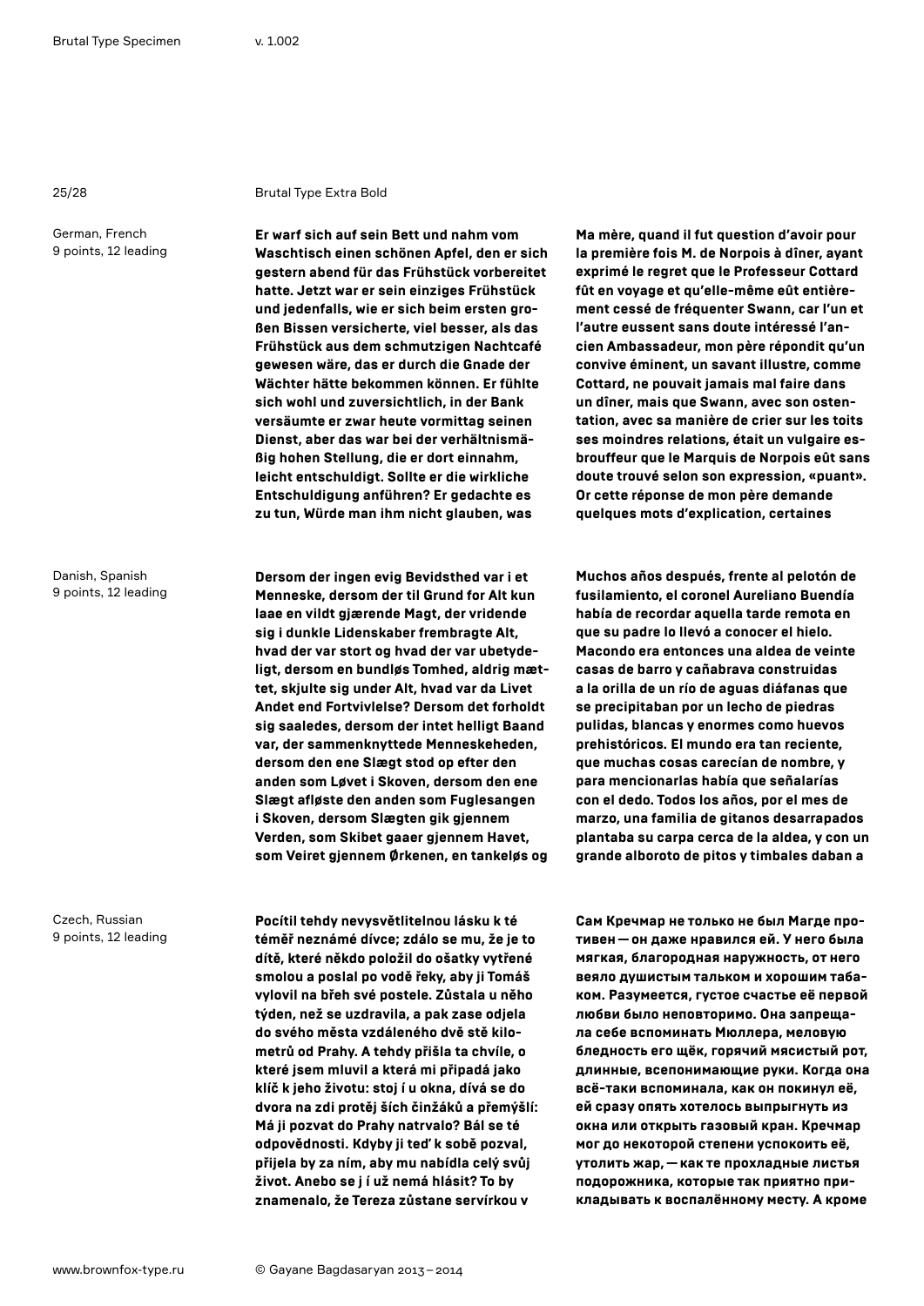Brutal Type Extra Bold

German, French
9 points, 12 leading

**Er warf sich auf sein Bett und nahm vom Waschtisch einen schönen Apfel, den er sich gestern abend für das Frühstück vorbereitet hatte. Jetzt war er sein einziges Frühstück und jedenfalls, wie er sich beim ersten großen Bissen versicherte, viel besser, als das Frühstück aus dem schmutzigen Nachtcafé gewesen wäre, das er durch die Gnade der Wächter hätte bekommen können. Er fühlte sich wohl und zuversichtlich, in der Bank versäumte er zwar heute vormittag seinen Dienst, aber das war bei der verhältnismäßig hohen Stellung, die er dort einnahm, leicht entschuldigt. Sollte er die wirkliche Entschuldigung anführen? Er gedachte es zu tun, Würde man ihm nicht glauben, was**

**Ma mère, quand il fut question d'avoir pour la première fois M. de Norpois à dîner, ayant exprimé le regret que le Professeur Cottard fût en voyage et qu'elle-même eût entièrement cessé de fréquenter Swann, car l'un et l'autre eussent sans doute intéressé l'ancien Ambassadeur, mon père répondit qu'un convive éminent, un savant illustre, comme Cottard, ne pouvait jamais mal faire dans un dîner, mais que Swann, avec son ostentation, avec sa manière de crier sur les toits ses moindres relations, était un vulgaire esbrouffeur que le Marquis de Norpois eût sans doute trouvé selon son expression, «puant». Or cette réponse de mon père demande quelques mots d'explication, certaines**

Danish, Spanish
9 points, 12 leading

**Dersom der ingen evig Bevidsthed var i et Menneske, dersom der til Grund for Alt kun laae en vildt gjærende Magt, der vridende sig i dunkle Lidenskaber frembragte Alt, hvad der var stort og hvad der var ubetydeligt, dersom en bundløs Tomhed, aldrig mættet, skjulte sig under Alt, hvad var da Livet Andet end Fortvivlelse? Dersom det forholdt sig saaledes, dersom der intet helligt Baand var, der sammenknyttede Menneskeheden, dersom den ene Slægt stod op efter den anden som Løvet i Skoven, dersom den ene Slægt afløste den anden som Fuglesangen i Skoven, dersom Slægten gik gjennem Verden, som Skibet gaaer gjennem Havet, som Veiret gjennem Ørkenen, en tankeløs og**

**Muchos años después, frente al pelotón de fusilamiento, el coronel Aureliano Buendía había de recordar aquella tarde remota en que su padre lo llevó a conocer el hielo. Macondo era entonces una aldea de veinte casas de barro y cañabrava construidas a la orilla de un río de aguas diáfanas que se precipitaban por un lecho de piedras pulidas, blancas y enormes como huevos prehistóricos. El mundo era tan reciente, que muchas cosas carecían de nombre, y para mencionarlas había que señalarías con el dedo. Todos los años, por el mes de marzo, una familia de gitanos desarrapados plantaba su carpa cerca de la aldea, y con un grande alboroto de pitos y timbales daban a**

Czech, Russian
9 points, 12 leading

**Pocítil tehdy nevysvětlitelnou lásku k té téměř neznámé dívce; zdálo se mu, že je to dítě, které někdo položil do ošatky vytřené smolou a poslal po vodě řeky, aby ji Tomáš vylovil na břeh své postele. Zůstala u něho týden, než se uzdravila, a pak zase odjela do svého města vzdáleného dvě stě kilometrů od Prahy. A tehdy přišla ta chvíle, o které jsem mluvil a která mi připadá jako klíč k jeho životu: stoj í u okna, dívá se do dvora na zdi protěj ších činžáků a přemýšlí: Má ji pozvat do Prahy natrvalo? Bál se té odpovědnosti. Kdyby ji teď k sobě pozval, přijela by za ním, aby mu nabídla celý svůj život. Anebo se j í už nemá hlásit? To by znamenalo, že Tereza zůstane servírkou v**

**Сам Кречмар не только не был Магде противен — он даже нравился ей. У него была мягкая, благородная наружность, от него веяло душистым тальком и хорошим табаком. Разумеется, густое счастье её первой любви было неповторимо. Она запрещала себе вспоминать Мюллера, меловую бледность его щёк, горячий мясистый рот, длинные, всепонимающие руки. Когда она всё-таки вспоминала, как он покинул её, ей сразу опять хотелось выпрыгнуть из окна или открыть газовый кран. Кречмар мог до некоторой степени успокоить её, утолить жар, — как те прохладные листья подорожника, которые так приятно прикладывать к воспалённому месту. А кроме**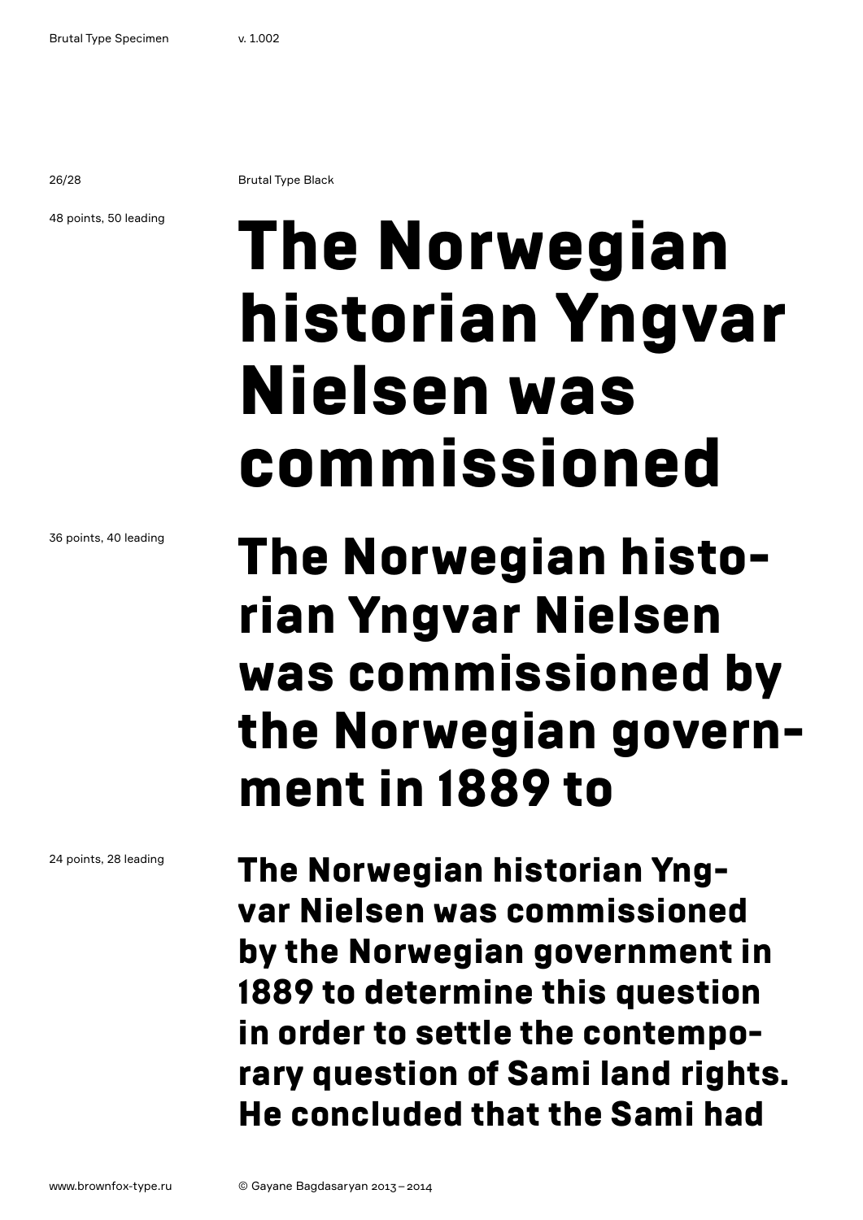Brutal Type Black

48 points, 50 leading

**The Norwegian historian Yngvar Nielsen was commissioned**

36 points, 40 leading

**The Norwegian historian Yngvar Nielsen was commissioned by the Norwegian government in 1889 to**

24 points, 28 leading

**The Norwegian historian Yngvar Nielsen was commissioned by the Norwegian government in 1889 to determine this question in order to settle the contemporary question of Sami land rights. He concluded that the Sami had**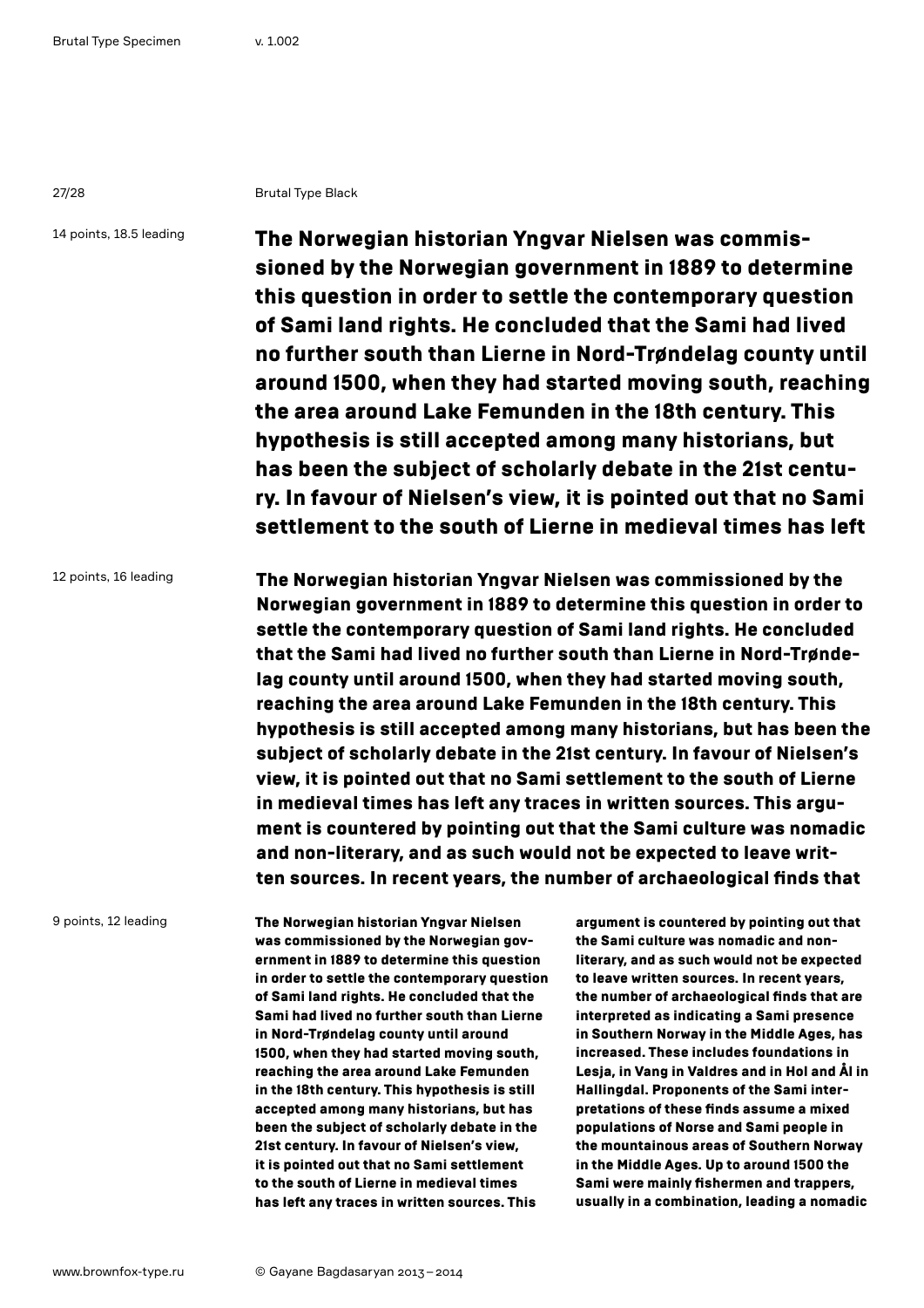Brutal Type Black

14 points, 18.5 leading

**The Norwegian historian Yngvar Nielsen was commissioned by the Norwegian government in 1889 to determine this question in order to settle the contemporary question of Sami land rights. He concluded that the Sami had lived no further south than Lierne in Nord-Trøndelag county until around 1500, when they had started moving south, reaching the area around Lake Femunden in the 18th century. This hypothesis is still accepted among many historians, but has been the subject of scholarly debate in the 21st century. In favour of Nielsen's view, it is pointed out that no Sami settlement to the south of Lierne in medieval times has left**

12 points, 16 leading

**The Norwegian historian Yngvar Nielsen was commissioned by the Norwegian government in 1889 to determine this question in order to settle the contemporary question of Sami land rights. He concluded that the Sami had lived no further south than Lierne in Nord-Trøndelag county until around 1500, when they had started moving south, reaching the area around Lake Femunden in the 18th century. This hypothesis is still accepted among many historians, but has been the subject of scholarly debate in the 21st century. In favour of Nielsen's view, it is pointed out that no Sami settlement to the south of Lierne in medieval times has left any traces in written sources. This argument is countered by pointing out that the Sami culture was nomadic and non-literary, and as such would not be expected to leave written sources. In recent years, the number of archaeological finds that**

9 points, 12 leading

**The Norwegian historian Yngvar Nielsen was commissioned by the Norwegian government in 1889 to determine this question in order to settle the contemporary question of Sami land rights. He concluded that the Sami had lived no further south than Lierne in Nord-Trøndelag county until around 1500, when they had started moving south, reaching the area around Lake Femunden in the 18th century. This hypothesis is still accepted among many historians, but has been the subject of scholarly debate in the 21st century. In favour of Nielsen's view, it is pointed out that no Sami settlement to the south of Lierne in medieval times has left any traces in written sources. This argument is countered by pointing out that the Sami culture was nomadic and non-literary, and as such would not be expected to leave written sources. In recent years, the number of archaeological finds that are interpreted as indicating a Sami presence in Southern Norway in the Middle Ages, has increased. These includes foundations in Lesja, in Vang in Valdres and in Hol and Ål in Hallingdal. Proponents of the Sami interpretations of these finds assume a mixed populations of Norse and Sami people in the mountainous areas of Southern Norway in the Middle Ages. Up to around 1500 the Sami were mainly fishermen and trappers, usually in a combination, leading a nomadic**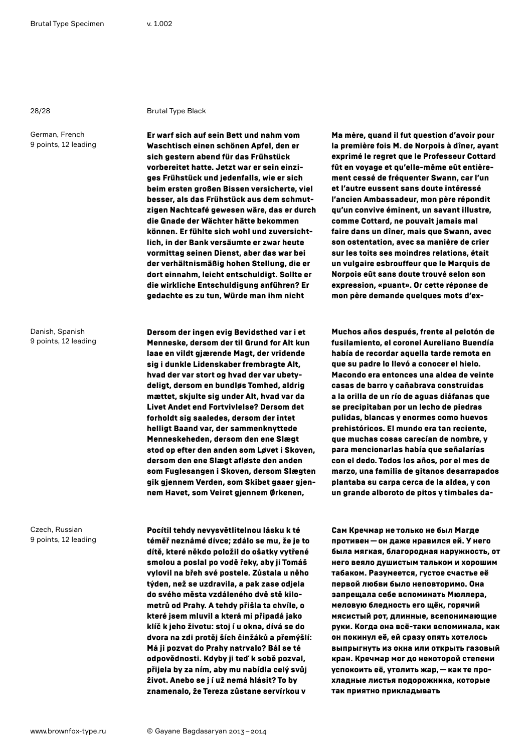Brutal Type Black

German, French
9 points, 12 leading

**Er warf sich auf sein Bett und nahm vom Waschtisch einen schönen Apfel, den er sich gestern abend für das Frühstück vorbereitet hatte. Jetzt war er sein einziges Frühstück und jedenfalls, wie er sich beim ersten großen Bissen versicherte, viel besser, als das Frühstück aus dem schmutzigen Nachtcafé gewesen wäre, das er durch die Gnade der Wächter hätte bekommen können. Er fühlte sich wohl und zuversichtlich, in der Bank versäumte er zwar heute vormittag seinen Dienst, aber das war bei der verhältnismäßig hohen Stellung, die er dort einnahm, leicht entschuldigt. Sollte er die wirkliche Entschuldigung anführen? Er gedachte es zu tun, Würde man ihm nicht**

**Ma mère, quand il fut question d'avoir pour la première fois M. de Norpois à dîner, ayant exprimé le regret que le Professeur Cottard fût en voyage et qu'elle-même eût entièrement cessé de fréquenter Swann, car l'un et l'autre eussent sans doute intéressé l'ancien Ambassadeur, mon père répondit qu'un convive éminent, un savant illustre, comme Cottard, ne pouvait jamais mal faire dans un dîner, mais que Swann, avec son ostentation, avec sa manière de crier sur les toits ses moindres relations, était un vulgaire esbrouffeur que le Marquis de Norpois eût sans doute trouvé selon son expression, «puant». Or cette réponse de mon père demande quelques mots d'ex-**

Danish, Spanish
9 points, 12 leading

**Dersom der ingen evig Bevidsthed var i et Menneske, dersom der til Grund for Alt kun laae en vildt gjærende Magt, der vridende sig i dunkle Lidenskaber frembragte Alt, hvad der var stort og hvad der var ubetydeligt, dersom en bundløs Tomhed, aldrig mættet, skjulte sig under Alt, hvad var da Livet Andet end Fortvivlelse? Dersom det forholdt sig saaledes, dersom der intet helligt Baand var, der sammenknyttede Menneskeheden, dersom den ene Slægt stod op efter den anden som Løvet i Skoven, dersom den ene Slægt afløste den anden som Fuglesangen i Skoven, dersom Slægten gik gjennem Verden, som Skibet gaaer gjennem Havet, som Veiret gjennem Ørkenen,**

**Muchos años después, frente al pelotón de fusilamiento, el coronel Aureliano Buendía había de recordar aquella tarde remota en que su padre lo llevó a conocer el hielo. Macondo era entonces una aldea de veinte casas de barro y cañabrava construidas a la orilla de un río de aguas diáfanas que se precipitaban por un lecho de piedras pulidas, blancas y enormes como huevos prehistóricos. El mundo era tan reciente, que muchas cosas carecían de nombre, y para mencionarlas había que señalarías con el dedo. Todos los años, por el mes de marzo, una familia de gitanos desarrapados plantaba su carpa cerca de la aldea, y con un grande alboroto de pitos y timbales da-**

Czech, Russian
9 points, 12 leading

**Pocítil tehdy nevysvětlitelnou lásku k té téměř neznámé dívce; zdálo se mu, že je to dítě, které někdo položil do ošatky vytřené smolou a poslal po vodě řeky, aby ji Tomáš vylovil na břeh své postele. Zůstala u něho týden, než se uzdravila, a pak zase odjela do svého města vzdáleného dvě stě kilometrů od Prahy. A tehdy přišla ta chvíle, o které jsem mluvil a která mi připadá jako klíč k jeho životu: stoj í u okna, dívá se do dvora na zdi protěj ších činžáků a přemýšlí: Má ji pozvat do Prahy natrvalo? Bál se té odpovědnosti. Kdyby ji teď k sobě pozval, přijela by za ním, aby mu nabídla celý svůj život. Anebo se j í už nemá hlásit? To by znamenalo, že Tereza zůstane servírkou v**

**Сам Кречмар не только не был Магде противен — он даже нравился ей. У него была мягкая, благородная наружность, от него веяло душистым тальком и хорошим табаком. Разумеется, густое счастье её первой любви было неповторимо. Она запрещала себе вспоминать Мюллера, меловую бледность его щёк, горячий мясистый рот, длинные, всепонимающие руки. Когда она всё-таки вспоминала, как он покинул её, ей сразу опять хотелось выпрыгнуть из окна или открыть газовый кран. Кречмар мог до некоторой степени успокоить её, утолить жар, — как те прохладные листья подорожника, которые так приятно прикладывать**